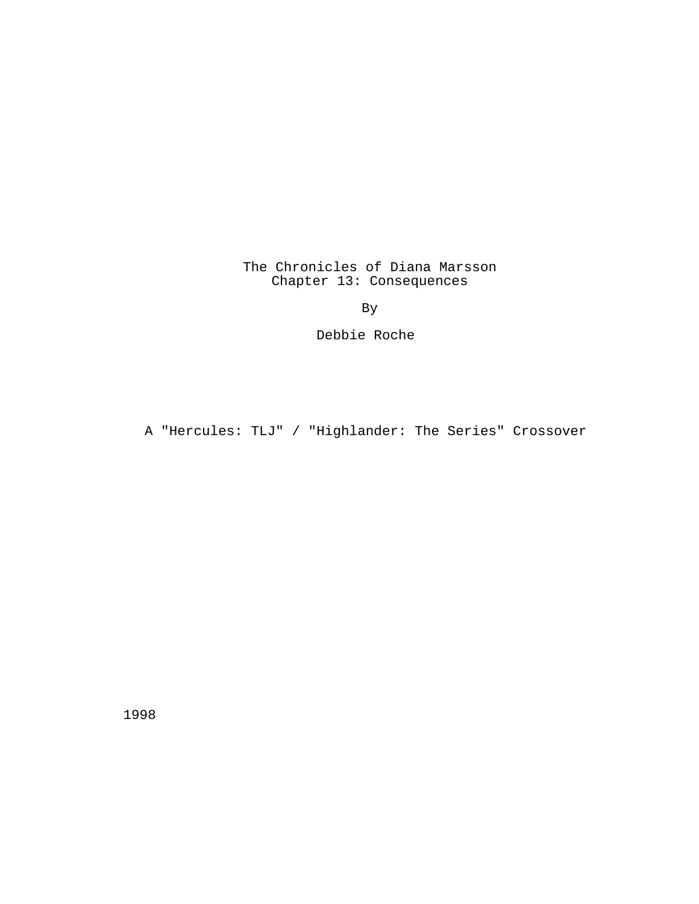# The Chronicles of Diana Marsson
## Chapter 13: Consequences

By

Debbie Roche

A "Hercules: TLJ" / "Highlander: The Series" Crossover

1998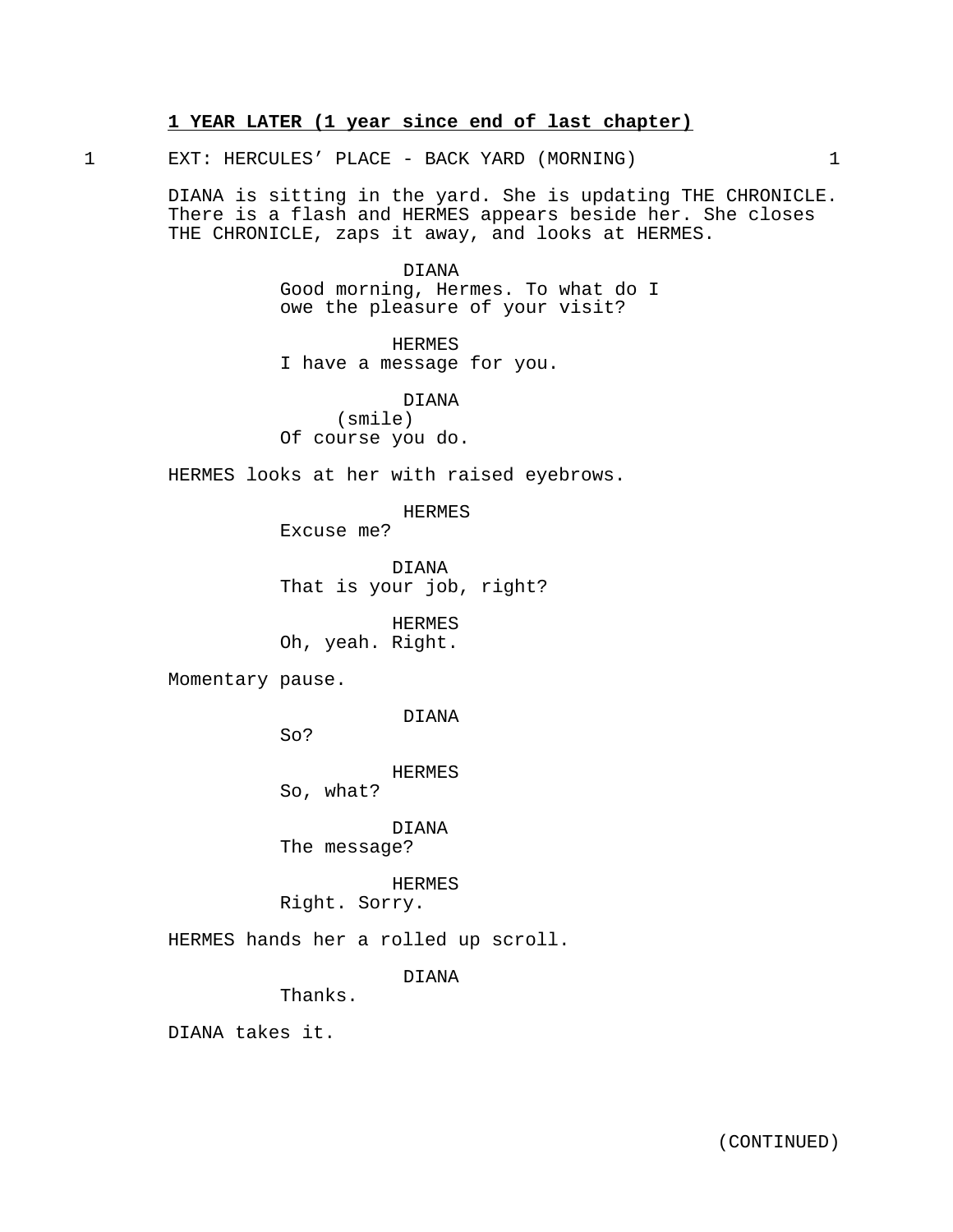**1 YEAR LATER (1 year since end of last chapter)**

1 EXT: HERCULES' PLACE - BACK YARD (MORNING) 1

DIANA is sitting in the yard. She is updating THE CHRONICLE. There is a flash and HERMES appears beside her. She closes THE CHRONICLE, zaps it away, and looks at HERMES.

DIANA
Good morning, Hermes. To what do I owe the pleasure of your visit?

HERMES
I have a message for you.

DIANA
(smile)
Of course you do.

HERMES looks at her with raised eyebrows.

HERMES
Excuse me?

DIANA
That is your job, right?

HERMES
Oh, yeah. Right.

Momentary pause.

DIANA
So?

HERMES
So, what?

DIANA
The message?

HERMES
Right. Sorry.

HERMES hands her a rolled up scroll.

DIANA
Thanks.

DIANA takes it.

(CONTINUED)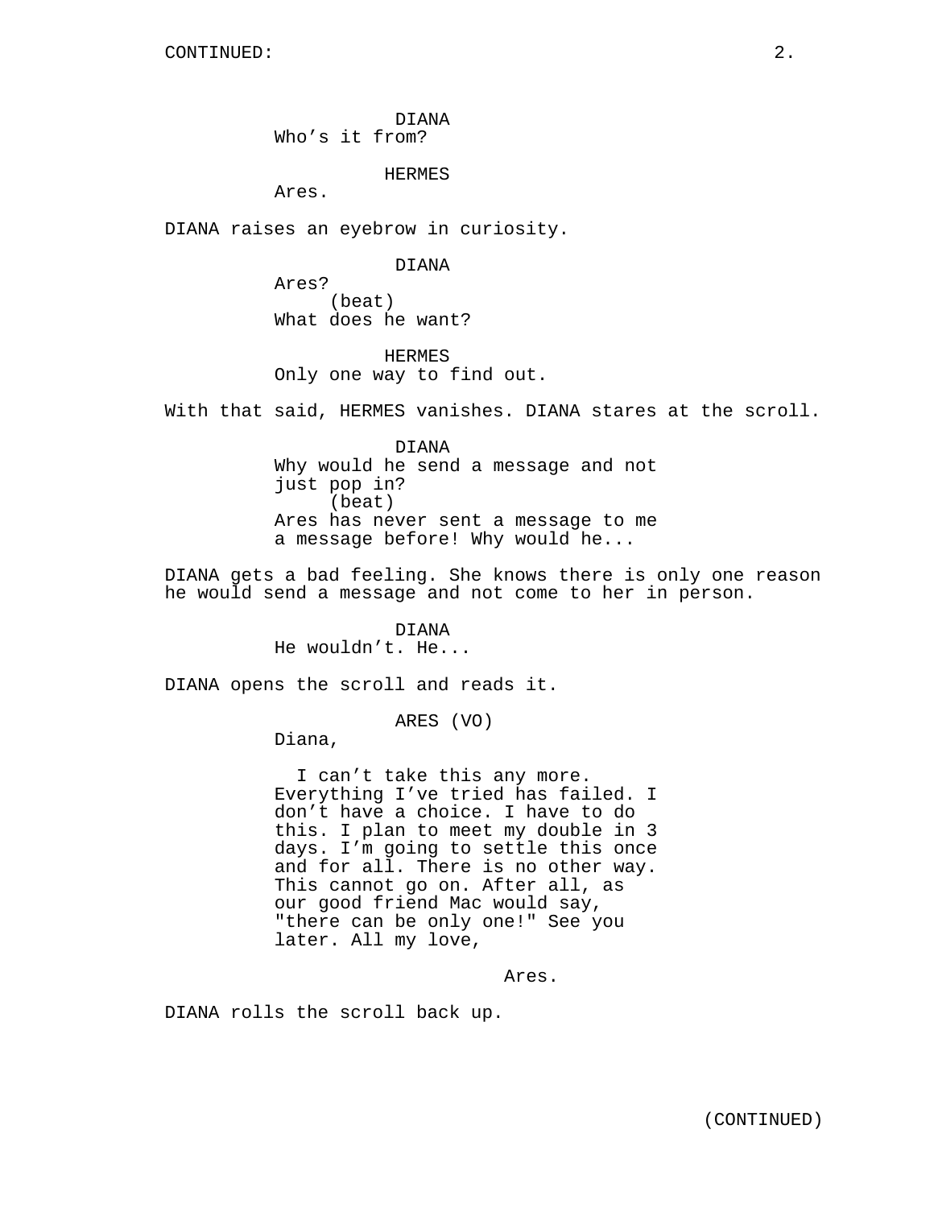DIANA
Who's it from?

HERMES
Ares.

DIANA raises an eyebrow in curiosity.

DIANA
Ares?
(beat)
What does he want?

HERMES
Only one way to find out.

With that said, HERMES vanishes. DIANA stares at the scroll.

DIANA
Why would he send a message and not just pop in?
(beat)
Ares has never sent a message to me a message before! Why would he...

DIANA gets a bad feeling. She knows there is only one reason he would send a message and not come to her in person.

DIANA
He wouldn't. He...

DIANA opens the scroll and reads it.

ARES (VO)
Diana,

I can't take this any more. Everything I've tried has failed. I don't have a choice. I have to do this. I plan to meet my double in 3 days. I'm going to settle this once and for all. There is no other way. This cannot go on. After all, as our good friend Mac would say, "there can be only one!" See you later. All my love,

Ares.

DIANA rolls the scroll back up.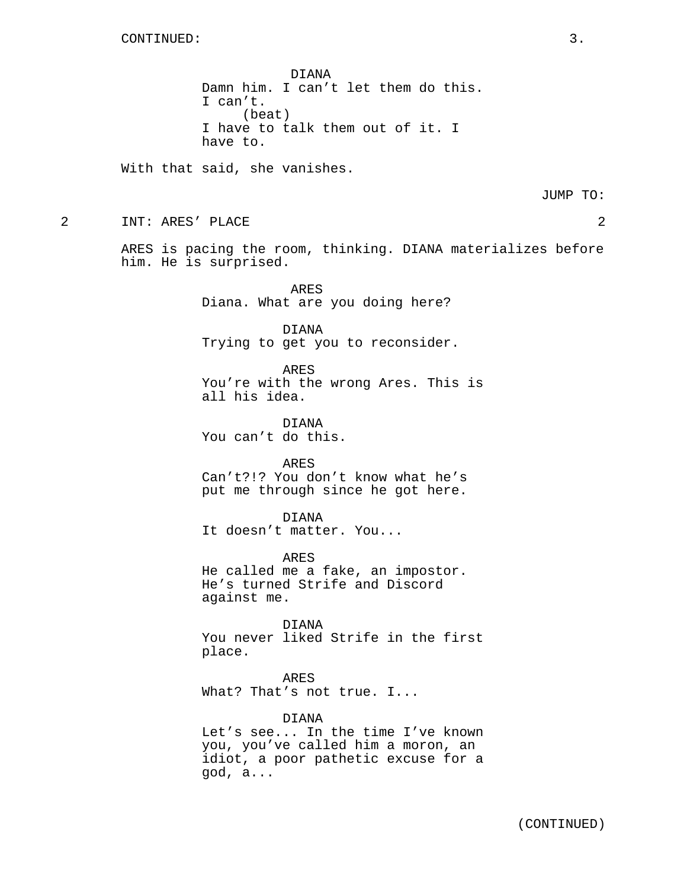CONTINUED:

DIANA
Damn him. I can't let them do this. I can't.
(beat)
I have to talk them out of it. I have to.

With that said, she vanishes.

JUMP TO:

2 INT: ARES' PLACE 2

ARES is pacing the room, thinking. DIANA materializes before him. He is surprised.

ARES
Diana. What are you doing here?

DIANA
Trying to get you to reconsider.

ARES
You're with the wrong Ares. This is all his idea.

DIANA
You can't do this.

ARES
Can't?!? You don't know what he's put me through since he got here.

DIANA
It doesn't matter. You...

ARES
He called me a fake, an impostor. He's turned Strife and Discord against me.

DIANA
You never liked Strife in the first place.

ARES
What? That's not true. I...

DIANA
Let's see... In the time I've known you, you've called him a moron, an idiot, a poor pathetic excuse for a god, a...

(CONTINUED)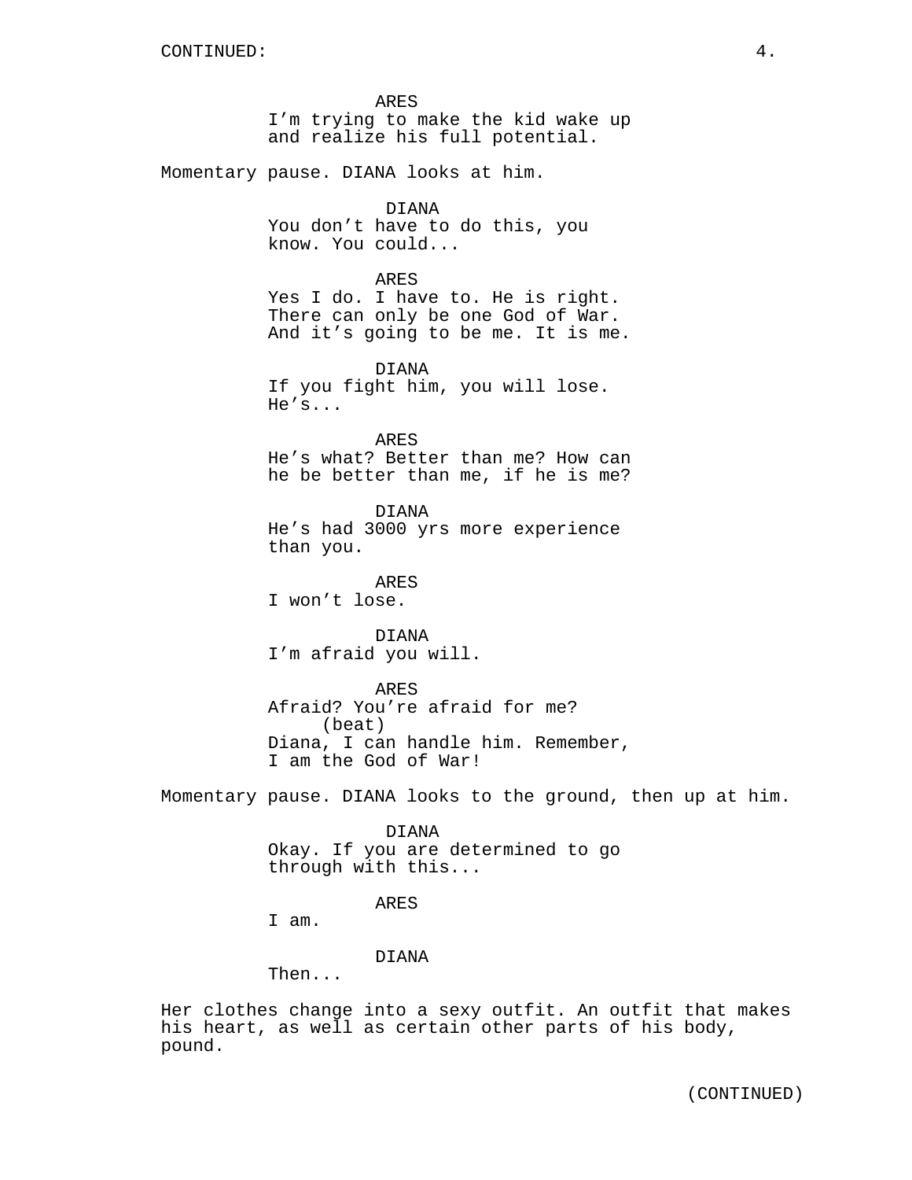ARES
I'm trying to make the kid wake up and realize his full potential.

Momentary pause. DIANA looks at him.

DIANA
You don't have to do this, you know. You could...

ARES
Yes I do. I have to. He is right. There can only be one God of War. And it's going to be me. It is me.

DIANA
If you fight him, you will lose. He's...

ARES
He's what? Better than me? How can he be better than me, if he is me?

DIANA
He's had 3000 yrs more experience than you.

ARES
I won't lose.

DIANA
I'm afraid you will.

ARES
Afraid? You're afraid for me?
(beat)
Diana, I can handle him. Remember, I am the God of War!

Momentary pause. DIANA looks to the ground, then up at him.

DIANA
Okay. If you are determined to go through with this...

ARES
I am.

DIANA
Then...

Her clothes change into a sexy outfit. An outfit that makes his heart, as well as certain other parts of his body, pound.

(CONTINUED)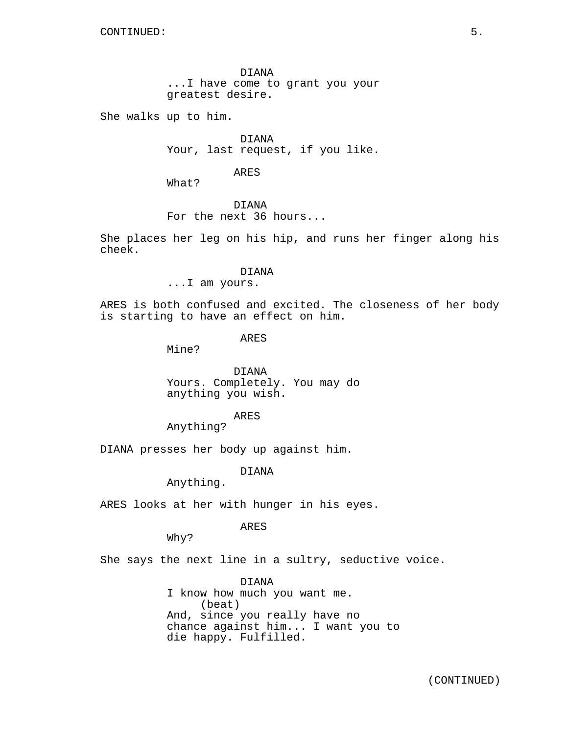DIANA
...I have come to grant you your greatest desire.

She walks up to him.

DIANA
Your, last request, if you like.

ARES
What?

DIANA
For the next 36 hours...

She places her leg on his hip, and runs her finger along his cheek.

DIANA
...I am yours.

ARES is both confused and excited. The closeness of her body is starting to have an effect on him.

ARES
Mine?

DIANA
Yours. Completely. You may do anything you wish.

ARES
Anything?

DIANA presses her body up against him.

DIANA
Anything.

ARES looks at her with hunger in his eyes.

ARES
Why?

She says the next line in a sultry, seductive voice.

DIANA
I know how much you want me.
(beat)
And, since you really have no chance against him... I want you to die happy. Fulfilled.

(CONTINUED)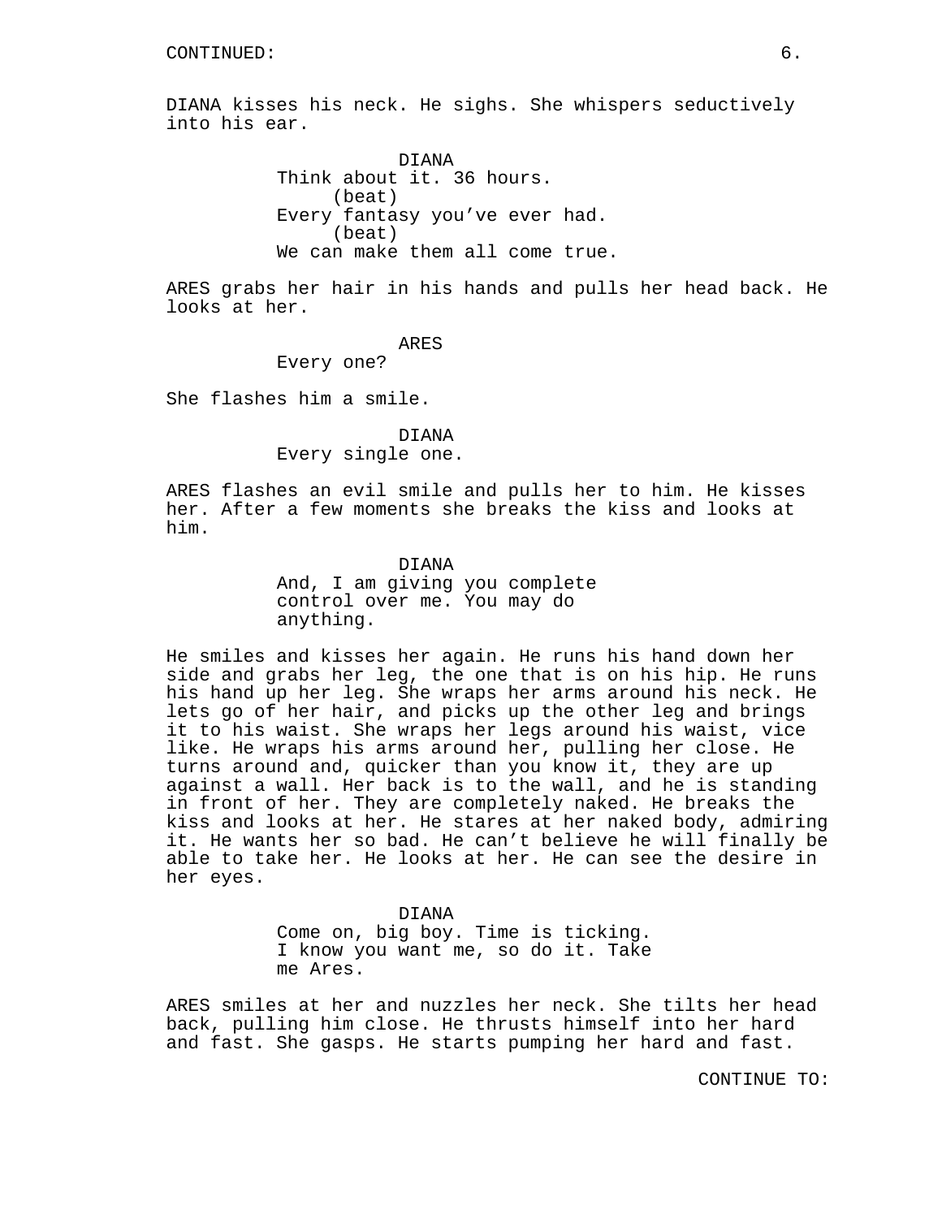DIANA kisses his neck. He sighs. She whispers seductively into his ear.

DIANA
Think about it. 36 hours.
(beat)
Every fantasy you've ever had.
(beat)
We can make them all come true.

ARES grabs her hair in his hands and pulls her head back. He looks at her.

ARES
Every one?

She flashes him a smile.

DIANA
Every single one.

ARES flashes an evil smile and pulls her to him. He kisses her. After a few moments she breaks the kiss and looks at him.

DIANA
And, I am giving you complete control over me. You may do anything.

He smiles and kisses her again. He runs his hand down her side and grabs her leg, the one that is on his hip. He runs his hand up her leg. She wraps her arms around his neck. He lets go of her hair, and picks up the other leg and brings it to his waist. She wraps her legs around his waist, vice like. He wraps his arms around her, pulling her close. He turns around and, quicker than you know it, they are up against a wall. Her back is to the wall, and he is standing in front of her. They are completely naked. He breaks the kiss and looks at her. He stares at her naked body, admiring it. He wants her so bad. He can't believe he will finally be able to take her. He looks at her. He can see the desire in her eyes.

DIANA
Come on, big boy. Time is ticking. I know you want me, so do it. Take me Ares.

ARES smiles at her and nuzzles her neck. She tilts her head back, pulling him close. He thrusts himself into her hard and fast. She gasps. He starts pumping her hard and fast.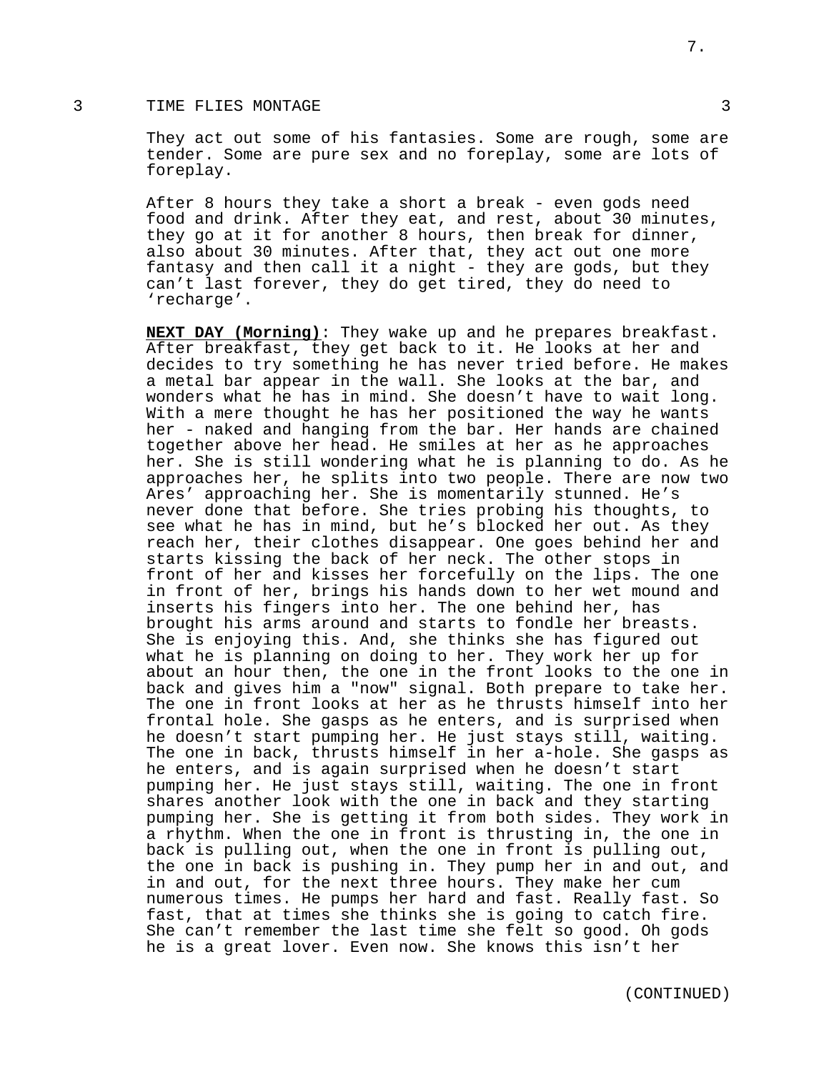## 3 TIME FLIES MONTAGE 3

They act out some of his fantasies. Some are rough, some are tender. Some are pure sex and no foreplay, some are lots of foreplay.

After 8 hours they take a short a break - even gods need food and drink. After they eat, and rest, about 30 minutes, they go at it for another 8 hours, then break for dinner, also about 30 minutes. After that, they act out one more fantasy and then call it a night - they are gods, but they can't last forever, they do get tired, they do need to 'recharge'.

**NEXT DAY (Morning)**: They wake up and he prepares breakfast. After breakfast, they get back to it. He looks at her and decides to try something he has never tried before. He makes a metal bar appear in the wall. She looks at the bar, and wonders what he has in mind. She doesn't have to wait long. With a mere thought he has her positioned the way he wants her - naked and hanging from the bar. Her hands are chained together above her head. He smiles at her as he approaches her. She is still wondering what he is planning to do. As he approaches her, he splits into two people. There are now two Ares' approaching her. She is momentarily stunned. He's never done that before. She tries probing his thoughts, to see what he has in mind, but he's blocked her out. As they reach her, their clothes disappear. One goes behind her and starts kissing the back of her neck. The other stops in front of her and kisses her forcefully on the lips. The one in front of her, brings his hands down to her wet mound and inserts his fingers into her. The one behind her, has brought his arms around and starts to fondle her breasts. She is enjoying this. And, she thinks she has figured out what he is planning on doing to her. They work her up for about an hour then, the one in the front looks to the one in back and gives him a "now" signal. Both prepare to take her. The one in front looks at her as he thrusts himself into her frontal hole. She gasps as he enters, and is surprised when he doesn't start pumping her. He just stays still, waiting. The one in back, thrusts himself in her a-hole. She gasps as he enters, and is again surprised when he doesn't start pumping her. He just stays still, waiting. The one in front shares another look with the one in back and they starting pumping her. She is getting it from both sides. They work in a rhythm. When the one in front is thrusting in, the one in back is pulling out, when the one in front is pulling out, the one in back is pushing in. They pump her in and out, and in and out, for the next three hours. They make her cum numerous times. He pumps her hard and fast. Really fast. So fast, that at times she thinks she is going to catch fire. She can't remember the last time she felt so good. Oh gods he is a great lover. Even now. She knows this isn't her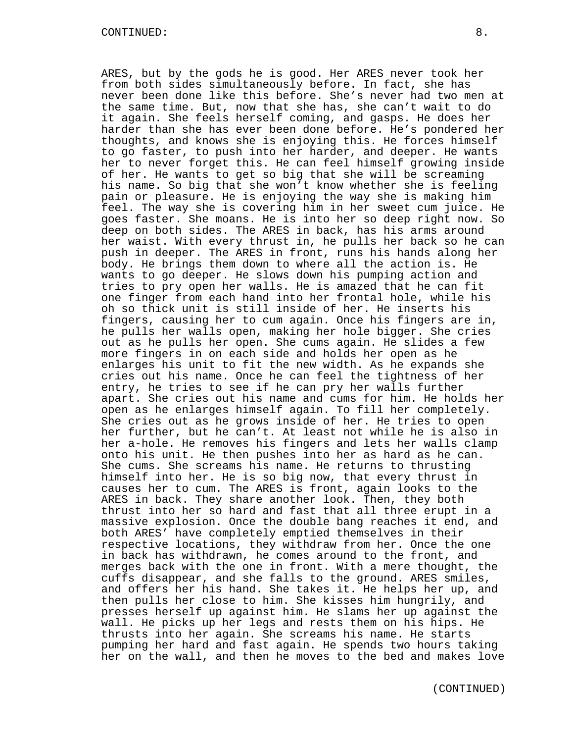ARES, but by the gods he is good. Her ARES never took her from both sides simultaneously before. In fact, she has never been done like this before. She's never had two men at the same time. But, now that she has, she can't wait to do it again. She feels herself coming, and gasps. He does her harder than she has ever been done before. He's pondered her thoughts, and knows she is enjoying this. He forces himself to go faster, to push into her harder, and deeper. He wants her to never forget this. He can feel himself growing inside of her. He wants to get so big that she will be screaming his name. So big that she won't know whether she is feeling pain or pleasure. He is enjoying the way she is making him feel. The way she is covering him in her sweet cum juice. He goes faster. She moans. He is into her so deep right now. So deep on both sides. The ARES in back, has his arms around her waist. With every thrust in, he pulls her back so he can push in deeper. The ARES in front, runs his hands along her body. He brings them down to where all the action is. He wants to go deeper. He slows down his pumping action and tries to pry open her walls. He is amazed that he can fit one finger from each hand into her frontal hole, while his oh so thick unit is still inside of her. He inserts his fingers, causing her to cum again. Once his fingers are in, he pulls her walls open, making her hole bigger. She cries out as he pulls her open. She cums again. He slides a few more fingers in on each side and holds her open as he enlarges his unit to fit the new width. As he expands she cries out his name. Once he can feel the tightness of her entry, he tries to see if he can pry her walls further apart. She cries out his name and cums for him. He holds her open as he enlarges himself again. To fill her completely. She cries out as he grows inside of her. He tries to open her further, but he can't. At least not while he is also in her a-hole. He removes his fingers and lets her walls clamp onto his unit. He then pushes into her as hard as he can. She cums. She screams his name. He returns to thrusting himself into her. He is so big now, that every thrust in causes her to cum. The ARES is front, again looks to the ARES in back. They share another look. Then, they both thrust into her so hard and fast that all three erupt in a massive explosion. Once the double bang reaches it end, and both ARES' have completely emptied themselves in their respective locations, they withdraw from her. Once the one in back has withdrawn, he comes around to the front, and merges back with the one in front. With a mere thought, the cuffs disappear, and she falls to the ground. ARES smiles, and offers her his hand. She takes it. He helps her up, and then pulls her close to him. She kisses him hungrily, and presses herself up against him. He slams her up against the wall. He picks up her legs and rests them on his hips. He thrusts into her again. She screams his name. He starts pumping her hard and fast again. He spends two hours taking her on the wall, and then he moves to the bed and makes love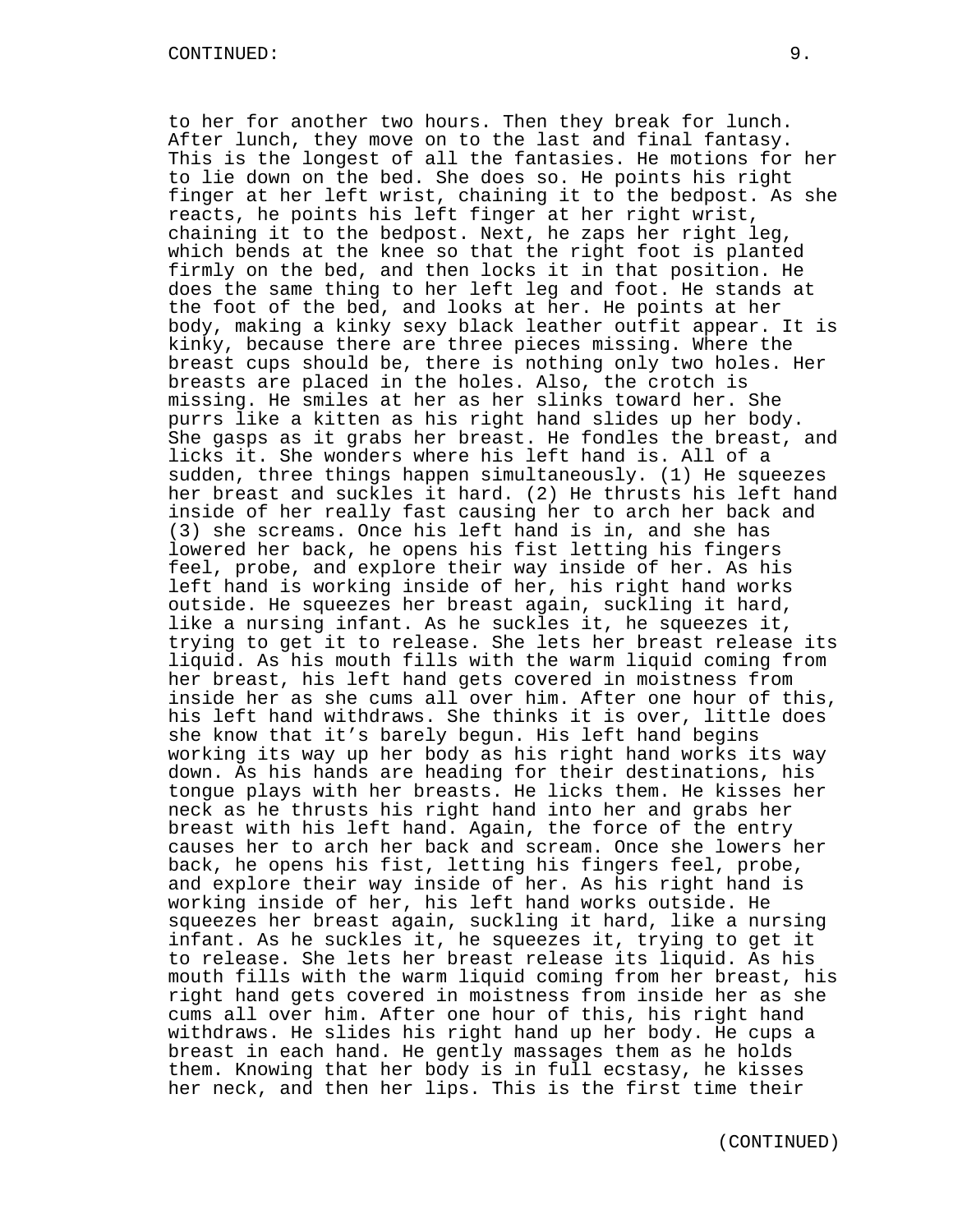to her for another two hours. Then they break for lunch. After lunch, they move on to the last and final fantasy. This is the longest of all the fantasies. He motions for her to lie down on the bed. She does so. He points his right finger at her left wrist, chaining it to the bedpost. As she reacts, he points his left finger at her right wrist, chaining it to the bedpost. Next, he zaps her right leg, which bends at the knee so that the right foot is planted firmly on the bed, and then locks it in that position. He does the same thing to her left leg and foot. He stands at the foot of the bed, and looks at her. He points at her body, making a kinky sexy black leather outfit appear. It is kinky, because there are three pieces missing. Where the breast cups should be, there is nothing only two holes. Her breasts are placed in the holes. Also, the crotch is missing. He smiles at her as her slinks toward her. She purrs like a kitten as his right hand slides up her body. She gasps as it grabs her breast. He fondles the breast, and licks it. She wonders where his left hand is. All of a sudden, three things happen simultaneously. (1) He squeezes her breast and suckles it hard. (2) He thrusts his left hand inside of her really fast causing her to arch her back and (3) she screams. Once his left hand is in, and she has lowered her back, he opens his fist letting his fingers feel, probe, and explore their way inside of her. As his left hand is working inside of her, his right hand works outside. He squeezes her breast again, suckling it hard, like a nursing infant. As he suckles it, he squeezes it, trying to get it to release. She lets her breast release its liquid. As his mouth fills with the warm liquid coming from her breast, his left hand gets covered in moistness from inside her as she cums all over him. After one hour of this, his left hand withdraws. She thinks it is over, little does she know that it's barely begun. His left hand begins working its way up her body as his right hand works its way down. As his hands are heading for their destinations, his tongue plays with her breasts. He licks them. He kisses her neck as he thrusts his right hand into her and grabs her breast with his left hand. Again, the force of the entry causes her to arch her back and scream. Once she lowers her back, he opens his fist, letting his fingers feel, probe, and explore their way inside of her. As his right hand is working inside of her, his left hand works outside. He squeezes her breast again, suckling it hard, like a nursing infant. As he suckles it, he squeezes it, trying to get it to release. She lets her breast release its liquid. As his mouth fills with the warm liquid coming from her breast, his right hand gets covered in moistness from inside her as she cums all over him. After one hour of this, his right hand withdraws. He slides his right hand up her body. He cups a breast in each hand. He gently massages them as he holds them. Knowing that her body is in full ecstasy, he kisses her neck, and then her lips. This is the first time their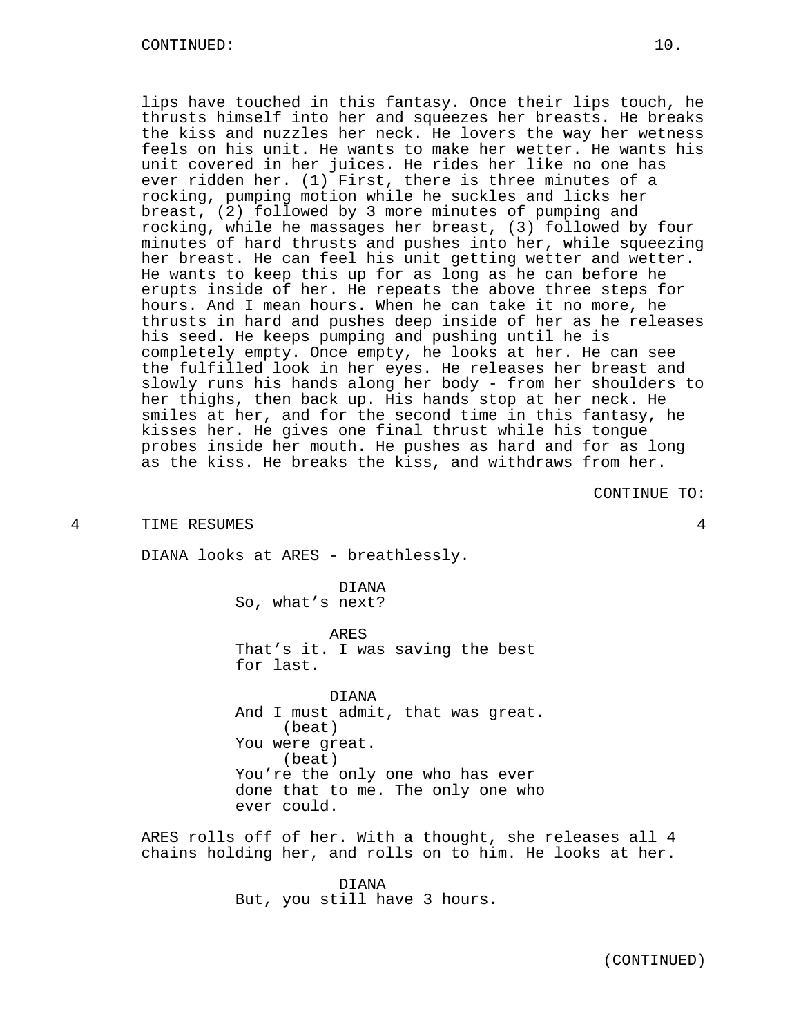lips have touched in this fantasy. Once their lips touch, he thrusts himself into her and squeezes her breasts. He breaks the kiss and nuzzles her neck. He lovers the way her wetness feels on his unit. He wants to make her wetter. He wants his unit covered in her juices. He rides her like no one has ever ridden her. (1) First, there is three minutes of a rocking, pumping motion while he suckles and licks her breast, (2) followed by 3 more minutes of pumping and rocking, while he massages her breast, (3) followed by four minutes of hard thrusts and pushes into her, while squeezing her breast. He can feel his unit getting wetter and wetter. He wants to keep this up for as long as he can before he erupts inside of her. He repeats the above three steps for hours. And I mean hours. When he can take it no more, he thrusts in hard and pushes deep inside of her as he releases his seed. He keeps pumping and pushing until he is completely empty. Once empty, he looks at her. He can see the fulfilled look in her eyes. He releases her breast and slowly runs his hands along her body - from her shoulders to her thighs, then back up. His hands stop at her neck. He smiles at her, and for the second time in this fantasy, he kisses her. He gives one final thrust while his tongue probes inside her mouth. He pushes as hard and for as long as the kiss. He breaks the kiss, and withdraws from her.

CONTINUE TO:

4 TIME RESUMES 4

DIANA looks at ARES - breathlessly.

DIANA
So, what's next?

ARES
That's it. I was saving the best for last.

DIANA
And I must admit, that was great.
(beat)
You were great.
(beat)
You're the only one who has ever done that to me. The only one who ever could.

ARES rolls off of her. With a thought, she releases all 4 chains holding her, and rolls on to him. He looks at her.

DIANA
But, you still have 3 hours.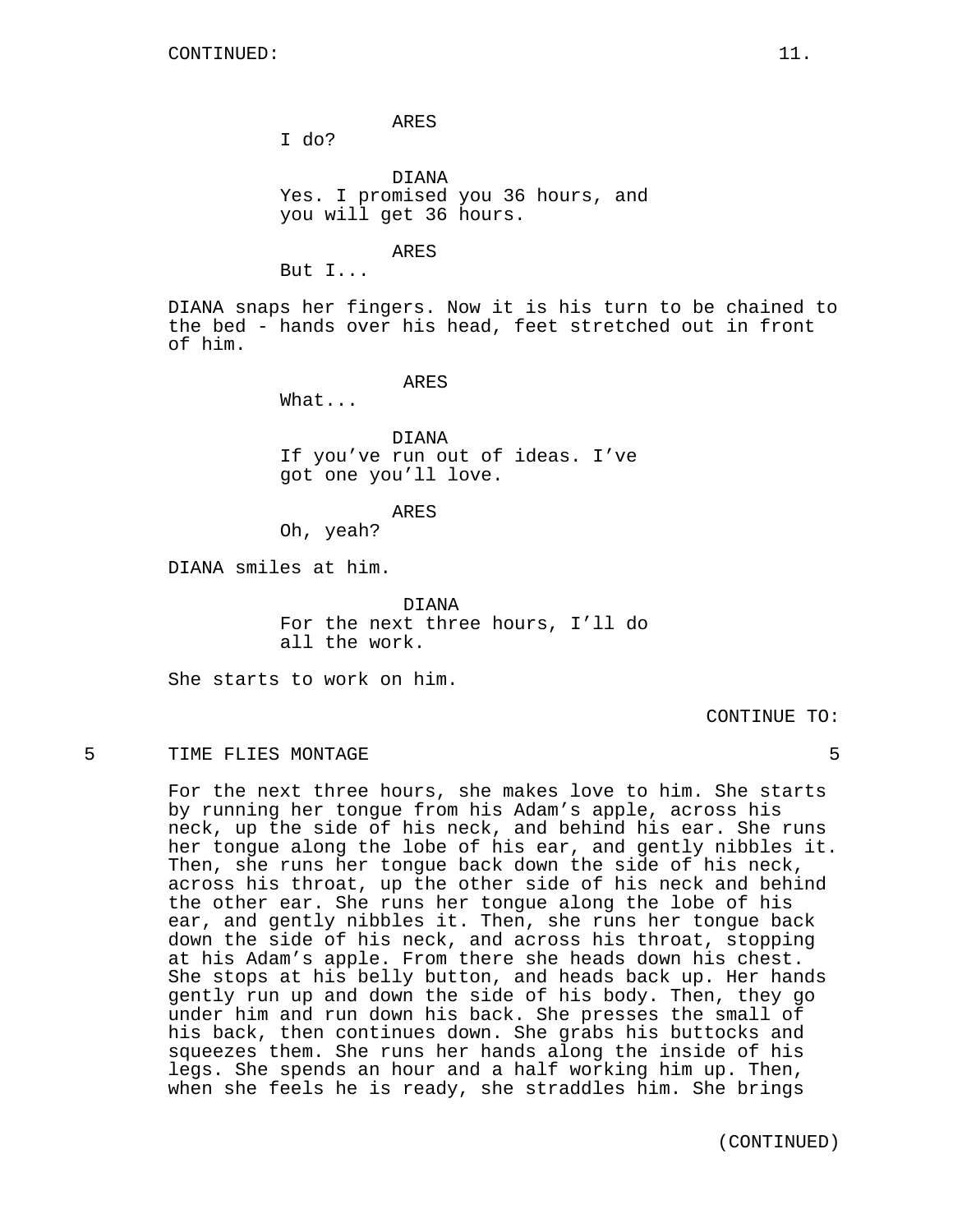CONTINUED:

ARES
I do?

DIANA
Yes. I promised you 36 hours, and you will get 36 hours.

ARES
But I...

DIANA snaps her fingers. Now it is his turn to be chained to the bed - hands over his head, feet stretched out in front of him.

ARES
What...

DIANA
If you've run out of ideas. I've got one you'll love.

ARES
Oh, yeah?

DIANA smiles at him.

DIANA
For the next three hours, I'll do all the work.

She starts to work on him.

CONTINUE TO:

5 TIME FLIES MONTAGE 5

For the next three hours, she makes love to him. She starts by running her tongue from his Adam's apple, across his neck, up the side of his neck, and behind his ear. She runs her tongue along the lobe of his ear, and gently nibbles it. Then, she runs her tongue back down the side of his neck, across his throat, up the other side of his neck and behind the other ear. She runs her tongue along the lobe of his ear, and gently nibbles it. Then, she runs her tongue back down the side of his neck, and across his throat, stopping at his Adam's apple. From there she heads down his chest. She stops at his belly button, and heads back up. Her hands gently run up and down the side of his body. Then, they go under him and run down his back. She presses the small of his back, then continues down. She grabs his buttocks and squeezes them. She runs her hands along the inside of his legs. She spends an hour and a half working him up. Then, when she feels he is ready, she straddles him. She brings

(CONTINUED)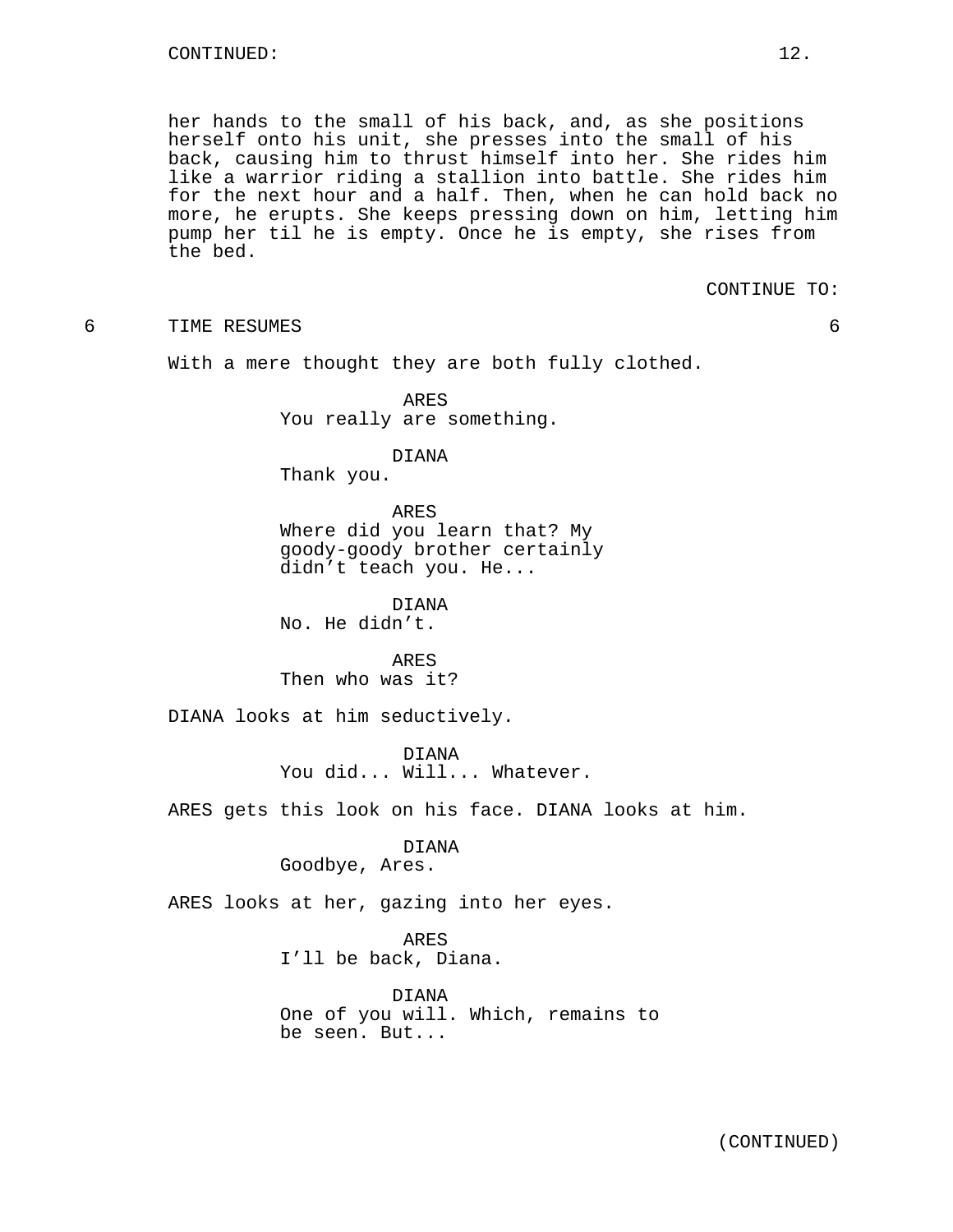CONTINUED:

her hands to the small of his back, and, as she positions herself onto his unit, she presses into the small of his back, causing him to thrust himself into her. She rides him like a warrior riding a stallion into battle. She rides him for the next hour and a half. Then, when he can hold back no more, he erupts. She keeps pressing down on him, letting him pump her til he is empty. Once he is empty, she rises from the bed.

CONTINUE TO:

6 TIME RESUMES 6

With a mere thought they are both fully clothed.

ARES
You really are something.

DIANA
Thank you.

ARES
Where did you learn that? My goody-goody brother certainly didn't teach you. He...

DIANA
No. He didn't.

ARES
Then who was it?

DIANA looks at him seductively.

DIANA
You did... Will... Whatever.

ARES gets this look on his face. DIANA looks at him.

DIANA
Goodbye, Ares.

ARES looks at her, gazing into her eyes.

ARES
I'll be back, Diana.

DIANA
One of you will. Which, remains to be seen. But...

(CONTINUED)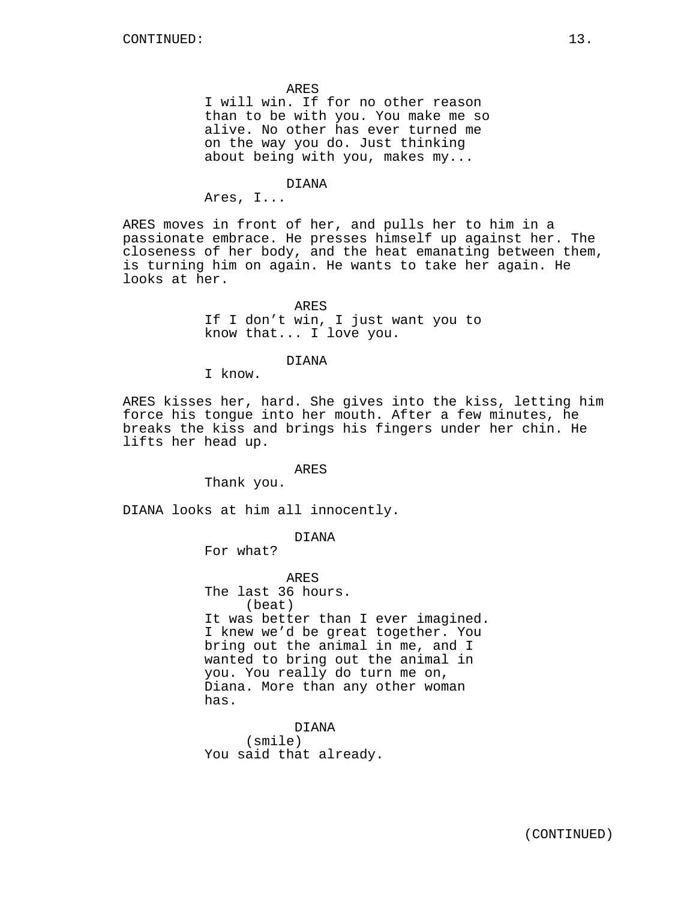CONTINUED:

ARES
I will win. If for no other reason than to be with you. You make me so alive. No other has ever turned me on the way you do. Just thinking about being with you, makes my...

DIANA
Ares, I...

ARES moves in front of her, and pulls her to him in a passionate embrace. He presses himself up against her. The closeness of her body, and the heat emanating between them, is turning him on again. He wants to take her again. He looks at her.

ARES
If I don't win, I just want you to know that... I love you.

DIANA
I know.

ARES kisses her, hard. She gives into the kiss, letting him force his tongue into her mouth. After a few minutes, he breaks the kiss and brings his fingers under her chin. He lifts her head up.

ARES
Thank you.

DIANA looks at him all innocently.

DIANA
For what?

ARES
The last 36 hours.
(beat)
It was better than I ever imagined. I knew we'd be great together. You bring out the animal in me, and I wanted to bring out the animal in you. You really do turn me on, Diana. More than any other woman has.

DIANA
(smile)
You said that already.

(CONTINUED)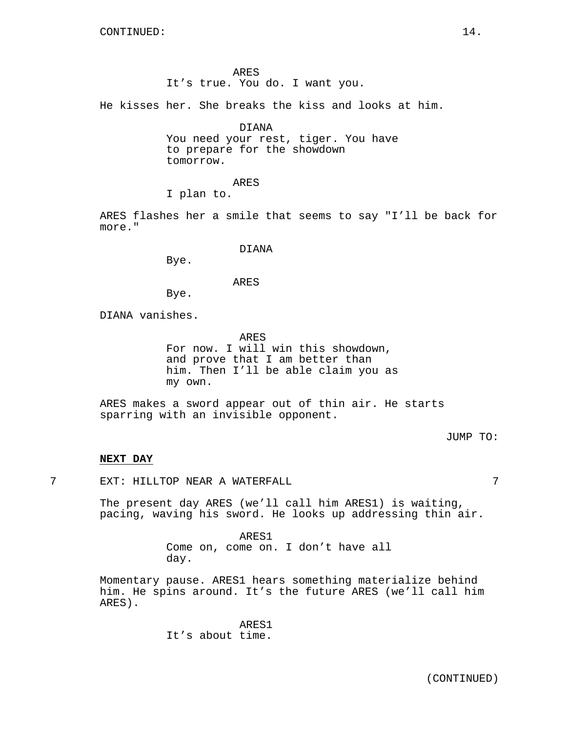ARES
It’s true. You do. I want you.

He kisses her. She breaks the kiss and looks at him.

DIANA
You need your rest, tiger. You have to prepare for the showdown tomorrow.

ARES
I plan to.

ARES flashes her a smile that seems to say "I’ll be back for more."

DIANA
Bye.

ARES
Bye.

DIANA vanishes.

ARES
For now. I will win this showdown, and prove that I am better than him. Then I’ll be able claim you as my own.

ARES makes a sword appear out of thin air. He starts sparring with an invisible opponent.

JUMP TO:

**NEXT DAY**

7 EXT: HILLTOP NEAR A WATERFALL 7

The present day ARES (we’ll call him ARES1) is waiting, pacing, waving his sword. He looks up addressing thin air.

ARES1
Come on, come on. I don’t have all day.

Momentary pause. ARES1 hears something materialize behind him. He spins around. It’s the future ARES (we’ll call him ARES).

ARES1
It’s about time.

(CONTINUED)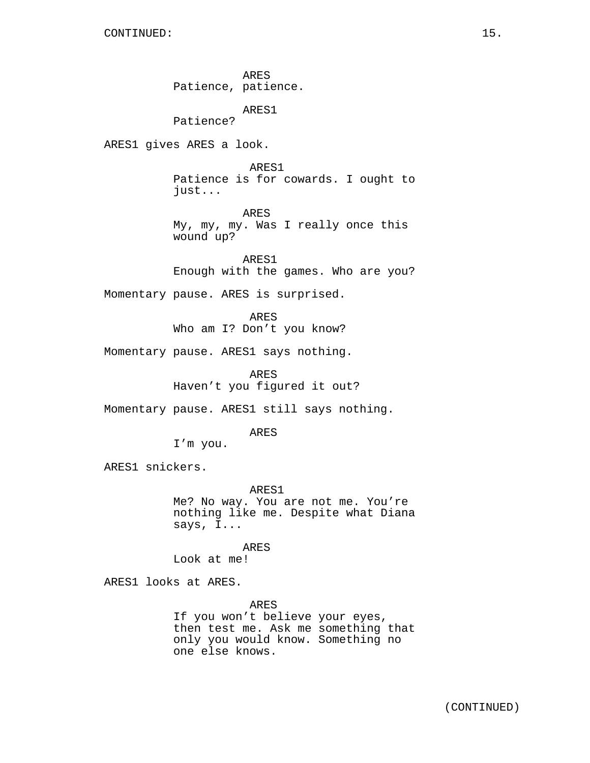CONTINUED:

ARES
Patience, patience.

ARES1
Patience?

ARES1 gives ARES a look.

ARES1
Patience is for cowards. I ought to just...

ARES
My, my, my. Was I really once this wound up?

ARES1
Enough with the games. Who are you?

Momentary pause. ARES is surprised.

ARES
Who am I? Don't you know?

Momentary pause. ARES1 says nothing.

ARES
Haven't you figured it out?

Momentary pause. ARES1 still says nothing.

ARES
I'm you.

ARES1 snickers.

ARES1
Me? No way. You are not me. You're nothing like me. Despite what Diana says, I...

ARES
Look at me!

ARES1 looks at ARES.

ARES
If you won't believe your eyes, then test me. Ask me something that only you would know. Something no one else knows.

(CONTINUED)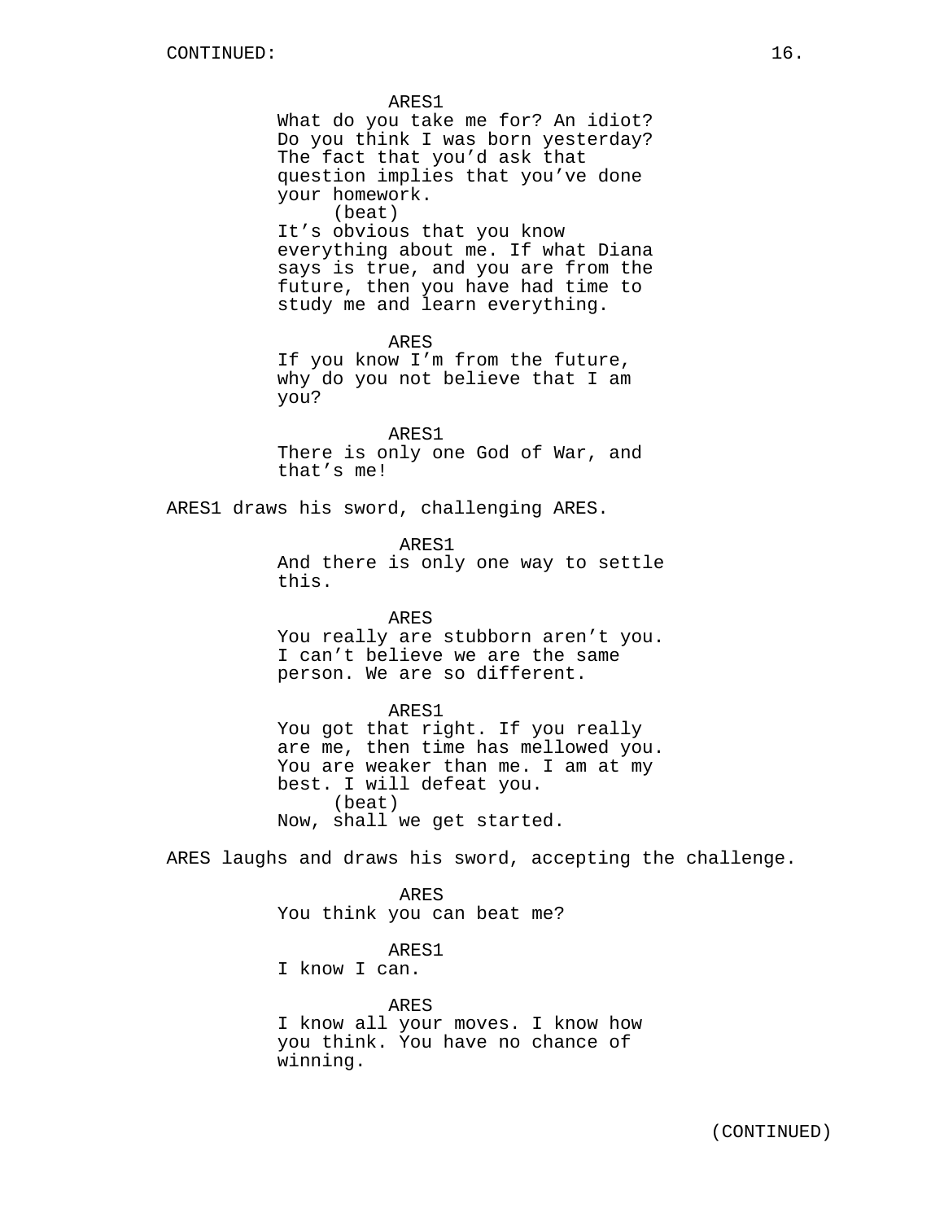CONTINUED:

ARES1

What do you take me for? An idiot? Do you think I was born yesterday? The fact that you'd ask that question implies that you've done your homework.

(beat)

It's obvious that you know everything about me. If what Diana says is true, and you are from the future, then you have had time to study me and learn everything.

ARES

If you know I'm from the future, why do you not believe that I am you?

ARES1

There is only one God of War, and that's me!

ARES1 draws his sword, challenging ARES.

ARES1

And there is only one way to settle this.

ARES

You really are stubborn aren't you. I can't believe we are the same person. We are so different.

ARES1

You got that right. If you really are me, then time has mellowed you. You are weaker than me. I am at my best. I will defeat you.

(beat)

Now, shall we get started.

ARES laughs and draws his sword, accepting the challenge.

ARES

You think you can beat me?

ARES1

I know I can.

ARES

I know all your moves. I know how you think. You have no chance of winning.

(CONTINUED)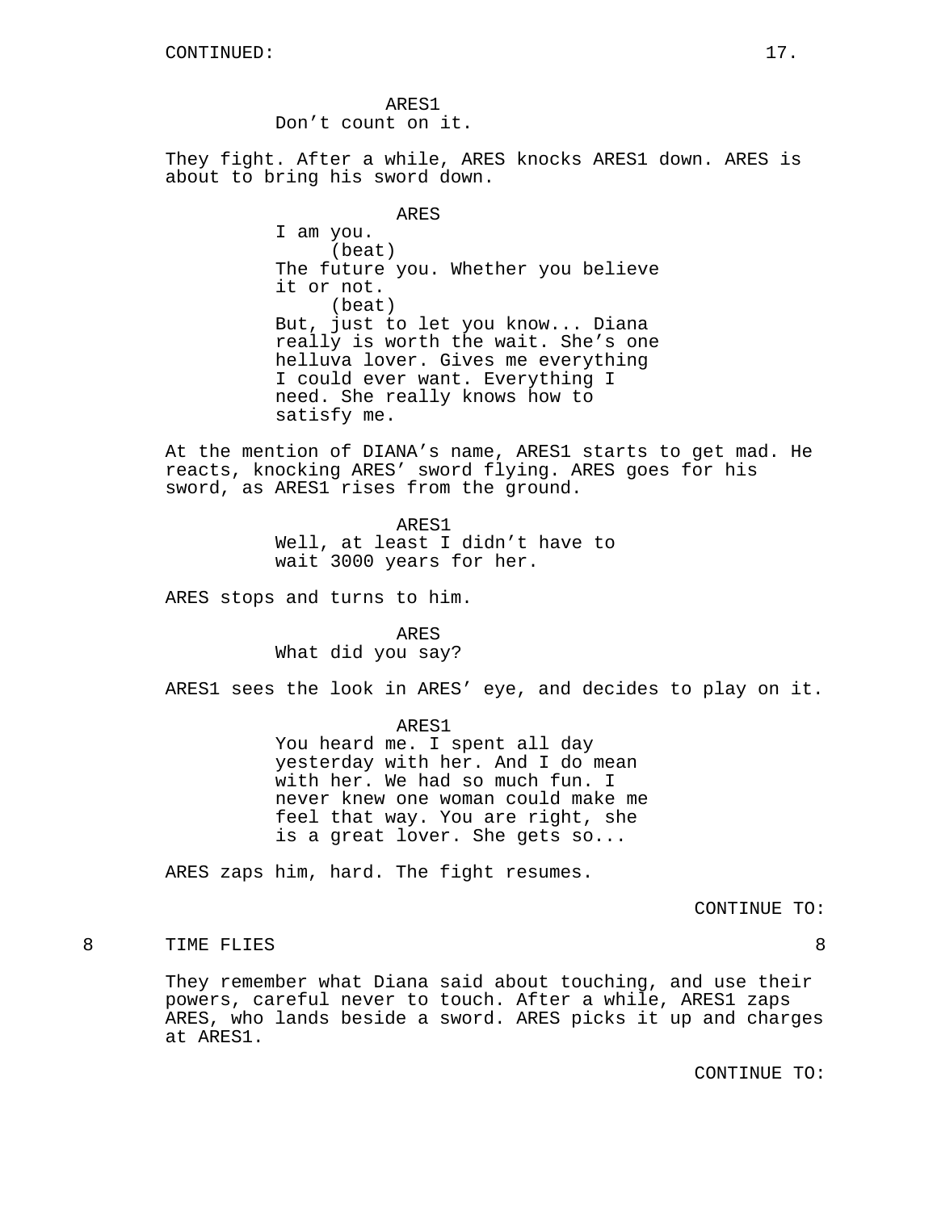ARES1
Don't count on it.

They fight. After a while, ARES knocks ARES1 down. ARES is about to bring his sword down.

ARES
I am you.
(beat)
The future you. Whether you believe it or not.
(beat)
But, just to let you know... Diana really is worth the wait. She's one helluva lover. Gives me everything I could ever want. Everything I need. She really knows how to satisfy me.

At the mention of DIANA's name, ARES1 starts to get mad. He reacts, knocking ARES' sword flying. ARES goes for his sword, as ARES1 rises from the ground.

ARES1
Well, at least I didn't have to wait 3000 years for her.

ARES stops and turns to him.

ARES
What did you say?

ARES1 sees the look in ARES' eye, and decides to play on it.

ARES1
You heard me. I spent all day yesterday with her. And I do mean with her. We had so much fun. I never knew one woman could make me feel that way. You are right, she is a great lover. She gets so...

ARES zaps him, hard. The fight resumes.

CONTINUE TO:

8 TIME FLIES 8

They remember what Diana said about touching, and use their powers, careful never to touch. After a while, ARES1 zaps ARES, who lands beside a sword. ARES picks it up and charges at ARES1.

CONTINUE TO: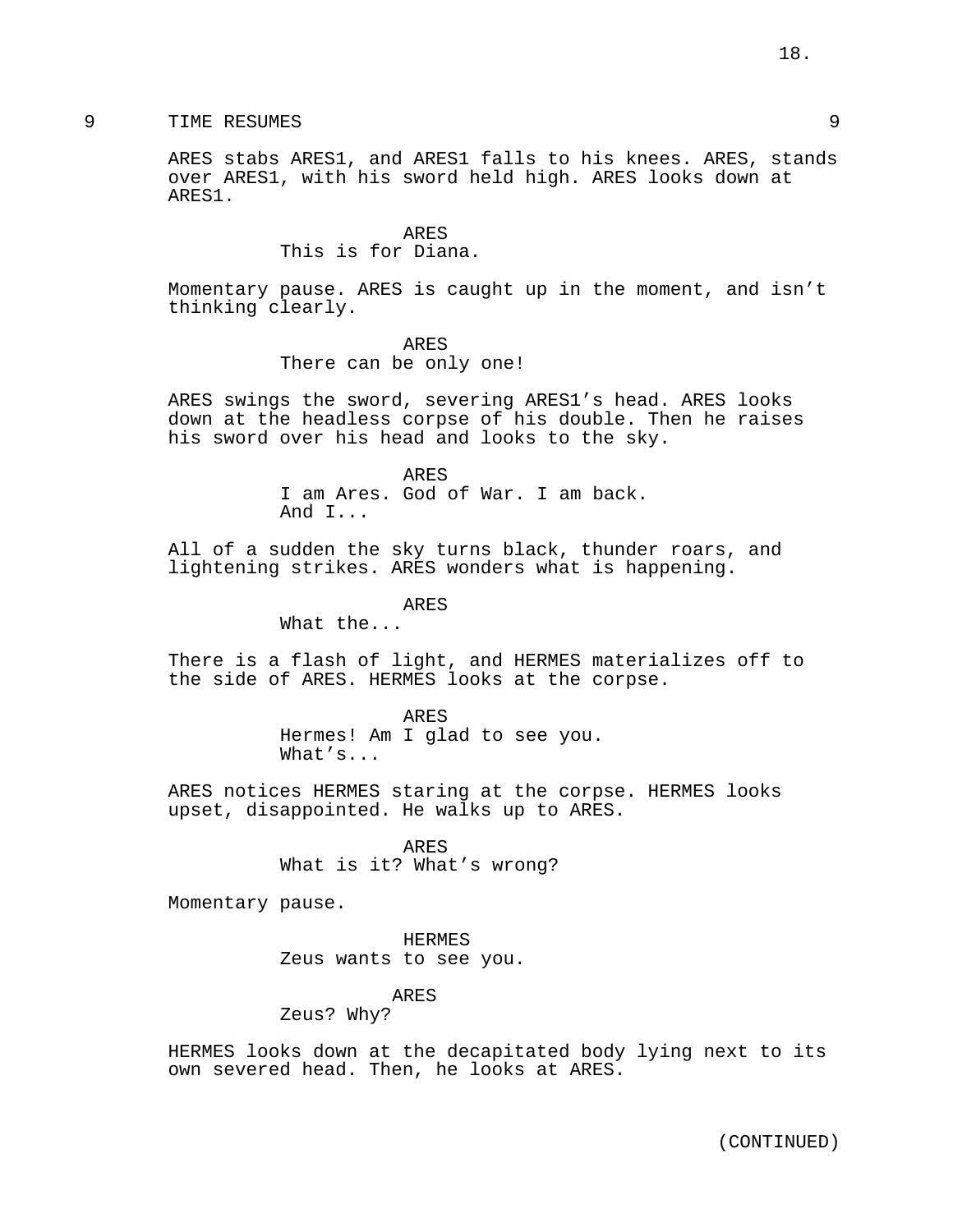## 9 TIME RESUMES 9

ARES stabs ARES1, and ARES1 falls to his knees. ARES, stands over ARES1, with his sword held high. ARES looks down at ARES1.

ARES
This is for Diana.

Momentary pause. ARES is caught up in the moment, and isn't thinking clearly.

ARES
There can be only one!

ARES swings the sword, severing ARES1's head. ARES looks down at the headless corpse of his double. Then he raises his sword over his head and looks to the sky.

ARES
I am Ares. God of War. I am back. And I...

All of a sudden the sky turns black, thunder roars, and lightening strikes. ARES wonders what is happening.

ARES
What the...

There is a flash of light, and HERMES materializes off to the side of ARES. HERMES looks at the corpse.

ARES
Hermes! Am I glad to see you. What's...

ARES notices HERMES staring at the corpse. HERMES looks upset, disappointed. He walks up to ARES.

ARES
What is it? What's wrong?

Momentary pause.

HERMES
Zeus wants to see you.

ARES
Zeus? Why?

HERMES looks down at the decapitated body lying next to its own severed head. Then, he looks at ARES.

(CONTINUED)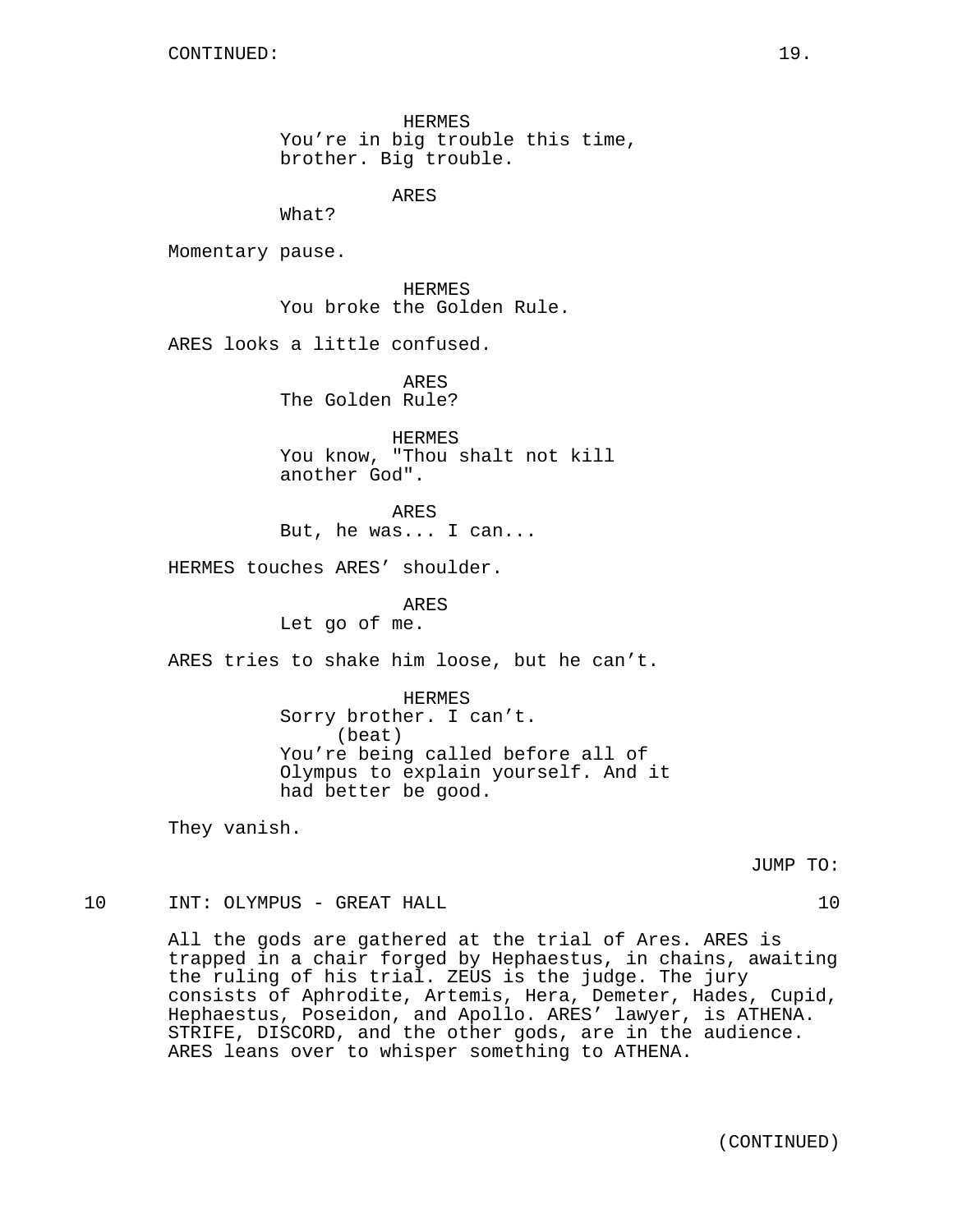HERMES
You're in big trouble this time, brother. Big trouble.

ARES
What?

Momentary pause.

HERMES
You broke the Golden Rule.

ARES looks a little confused.

ARES
The Golden Rule?

HERMES
You know, "Thou shalt not kill another God".

ARES
But, he was... I can...

HERMES touches ARES' shoulder.

ARES
Let go of me.

ARES tries to shake him loose, but he can't.

HERMES
Sorry brother. I can't.
(beat)
You're being called before all of Olympus to explain yourself. And it had better be good.

They vanish.

JUMP TO:

10 INT: OLYMPUS - GREAT HALL 10

All the gods are gathered at the trial of Ares. ARES is trapped in a chair forged by Hephaestus, in chains, awaiting the ruling of his trial. ZEUS is the judge. The jury consists of Aphrodite, Artemis, Hera, Demeter, Hades, Cupid, Hephaestus, Poseidon, and Apollo. ARES' lawyer, is ATHENA. STRIFE, DISCORD, and the other gods, are in the audience. ARES leans over to whisper something to ATHENA.

(CONTINUED)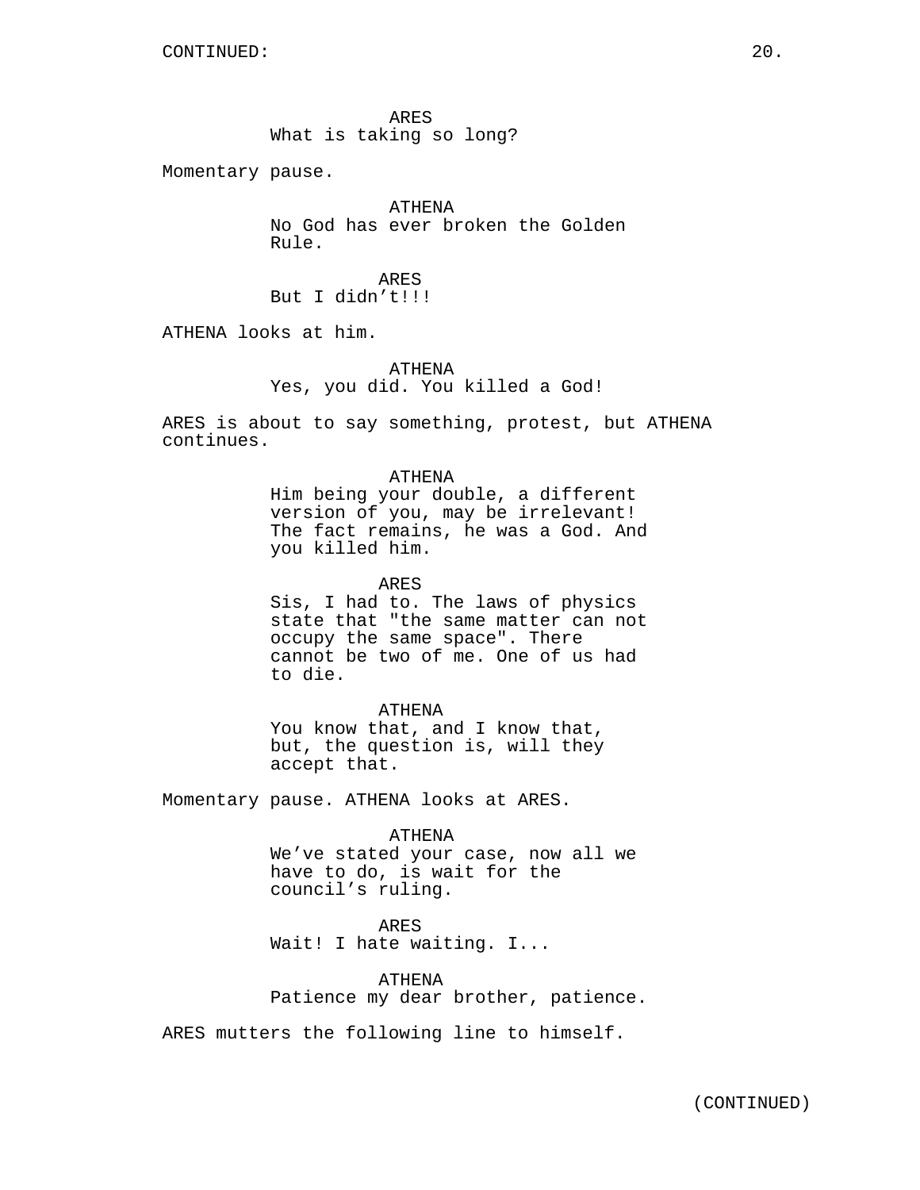CONTINUED:

ARES
What is taking so long?

Momentary pause.

ATHENA
No God has ever broken the Golden Rule.

ARES
But I didn't!!!

ATHENA looks at him.

ATHENA
Yes, you did. You killed a God!

ARES is about to say something, protest, but ATHENA continues.

ATHENA
Him being your double, a different version of you, may be irrelevant! The fact remains, he was a God. And you killed him.

ARES
Sis, I had to. The laws of physics state that "the same matter can not occupy the same space". There cannot be two of me. One of us had to die.

ATHENA
You know that, and I know that, but, the question is, will they accept that.

Momentary pause. ATHENA looks at ARES.

ATHENA
We've stated your case, now all we have to do, is wait for the council's ruling.

ARES
Wait! I hate waiting. I...

ATHENA
Patience my dear brother, patience.

ARES mutters the following line to himself.

(CONTINUED)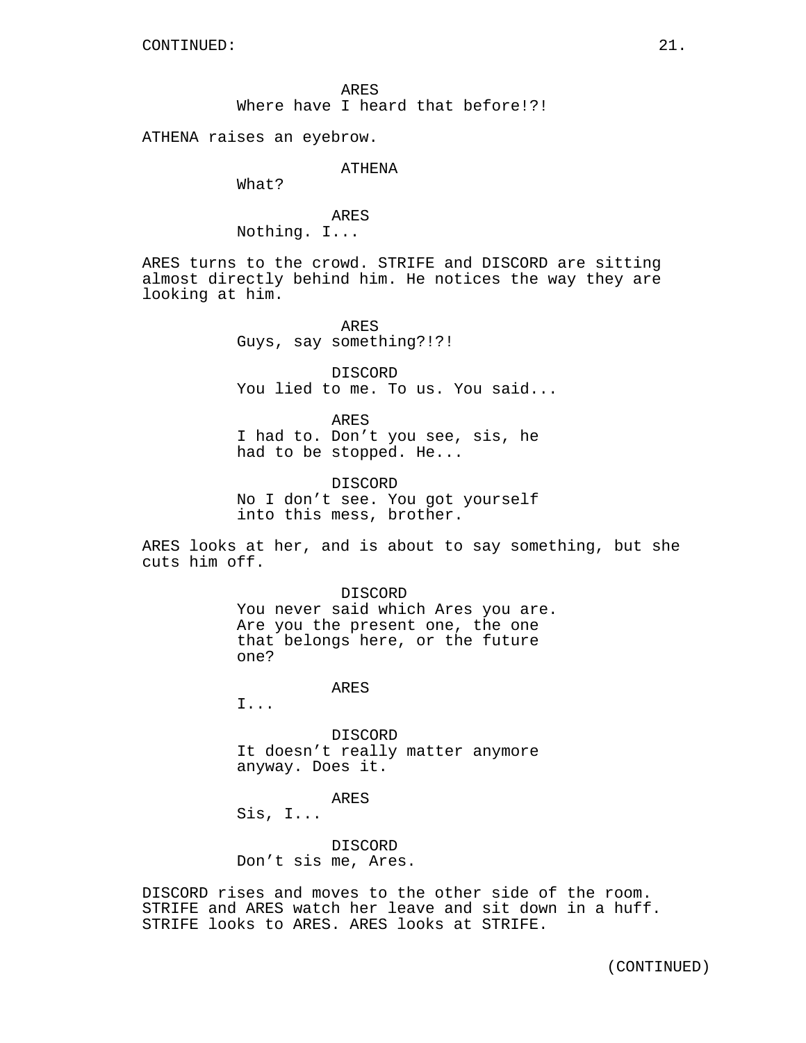CONTINUED:

ARES
Where have I heard that before!?!

ATHENA raises an eyebrow.

ATHENA
What?

ARES
Nothing. I...

ARES turns to the crowd. STRIFE and DISCORD are sitting almost directly behind him. He notices the way they are looking at him.

ARES
Guys, say something?!?!

DISCORD
You lied to me. To us. You said...

ARES
I had to. Don't you see, sis, he had to be stopped. He...

DISCORD
No I don't see. You got yourself into this mess, brother.

ARES looks at her, and is about to say something, but she cuts him off.

DISCORD
You never said which Ares you are. Are you the present one, the one that belongs here, or the future one?

ARES
I...

DISCORD
It doesn't really matter anymore anyway. Does it.

ARES
Sis, I...

DISCORD
Don't sis me, Ares.

DISCORD rises and moves to the other side of the room. STRIFE and ARES watch her leave and sit down in a huff. STRIFE looks to ARES. ARES looks at STRIFE.

(CONTINUED)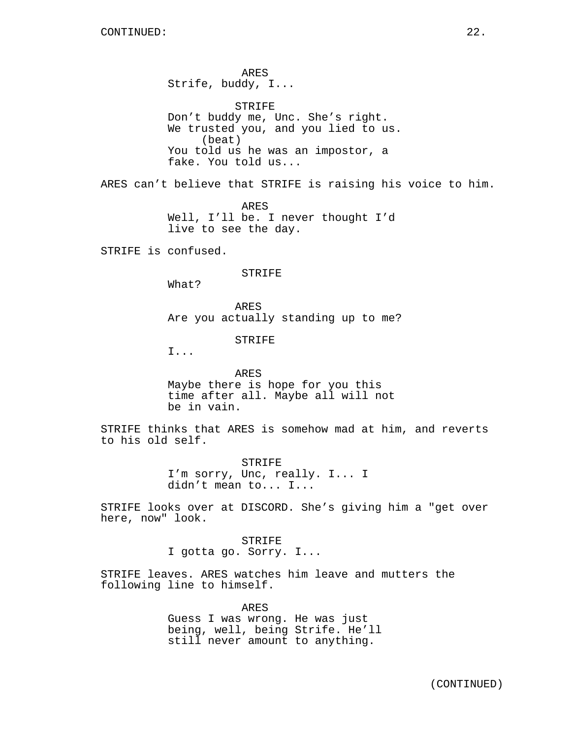CONTINUED:

ARES
Strife, buddy, I...

STRIFE
Don't buddy me, Unc. She's right. We trusted you, and you lied to us.
(beat)
You told us he was an impostor, a fake. You told us...

ARES can't believe that STRIFE is raising his voice to him.

ARES
Well, I'll be. I never thought I'd live to see the day.

STRIFE is confused.

STRIFE
What?

ARES
Are you actually standing up to me?

STRIFE
I...

ARES
Maybe there is hope for you this time after all. Maybe all will not be in vain.

STRIFE thinks that ARES is somehow mad at him, and reverts to his old self.

STRIFE
I'm sorry, Unc, really. I... I didn't mean to... I...

STRIFE looks over at DISCORD. She's giving him a "get over here, now" look.

STRIFE
I gotta go. Sorry. I...

STRIFE leaves. ARES watches him leave and mutters the following line to himself.

ARES
Guess I was wrong. He was just being, well, being Strife. He'll still never amount to anything.

(CONTINUED)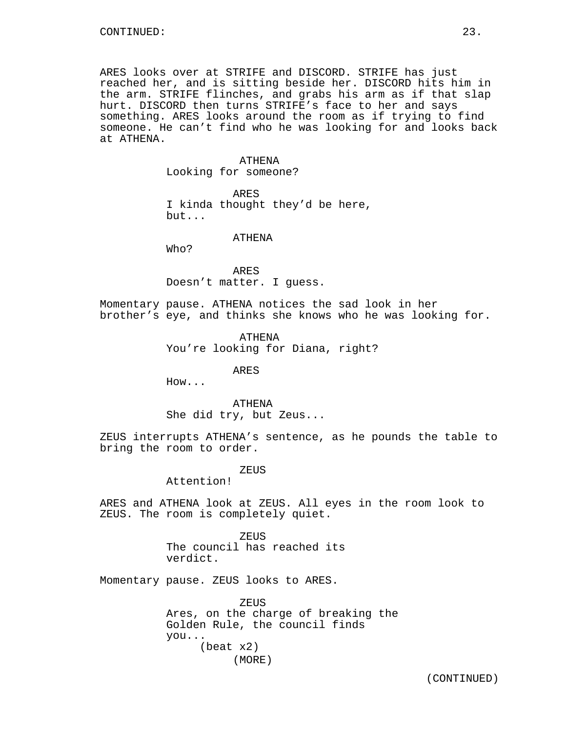CONTINUED:

ARES looks over at STRIFE and DISCORD. STRIFE has just reached her, and is sitting beside her. DISCORD hits him in the arm. STRIFE flinches, and grabs his arm as if that slap hurt. DISCORD then turns STRIFE's face to her and says something. ARES looks around the room as if trying to find someone. He can't find who he was looking for and looks back at ATHENA.

ATHENA
Looking for someone?

ARES
I kinda thought they'd be here, but...

ATHENA
Who?

ARES
Doesn't matter. I guess.

Momentary pause. ATHENA notices the sad look in her brother's eye, and thinks she knows who he was looking for.

ATHENA
You're looking for Diana, right?

ARES
How...

ATHENA
She did try, but Zeus...

ZEUS interrupts ATHENA's sentence, as he pounds the table to bring the room to order.

ZEUS
Attention!

ARES and ATHENA look at ZEUS. All eyes in the room look to ZEUS. The room is completely quiet.

ZEUS
The council has reached its verdict.

Momentary pause. ZEUS looks to ARES.

ZEUS
Ares, on the charge of breaking the Golden Rule, the council finds you...
(beat x2)
(MORE)

(CONTINUED)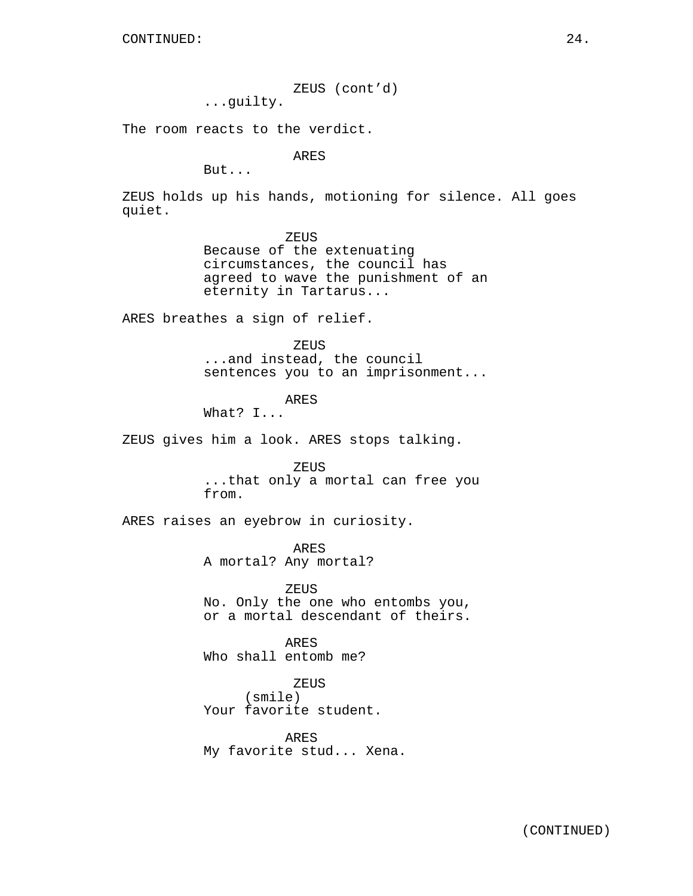ZEUS (cont'd)
...guilty.

The room reacts to the verdict.

ARES
But...

ZEUS holds up his hands, motioning for silence. All goes quiet.

ZEUS
Because of the extenuating circumstances, the council has agreed to wave the punishment of an eternity in Tartarus...

ARES breathes a sign of relief.

ZEUS
...and instead, the council sentences you to an imprisonment...

ARES
What? I...

ZEUS gives him a look. ARES stops talking.

ZEUS
...that only a mortal can free you from.

ARES raises an eyebrow in curiosity.

ARES
A mortal? Any mortal?

ZEUS
No. Only the one who entombs you, or a mortal descendant of theirs.

ARES
Who shall entomb me?

ZEUS
(smile)
Your favorite student.

ARES
My favorite stud... Xena.

(CONTINUED)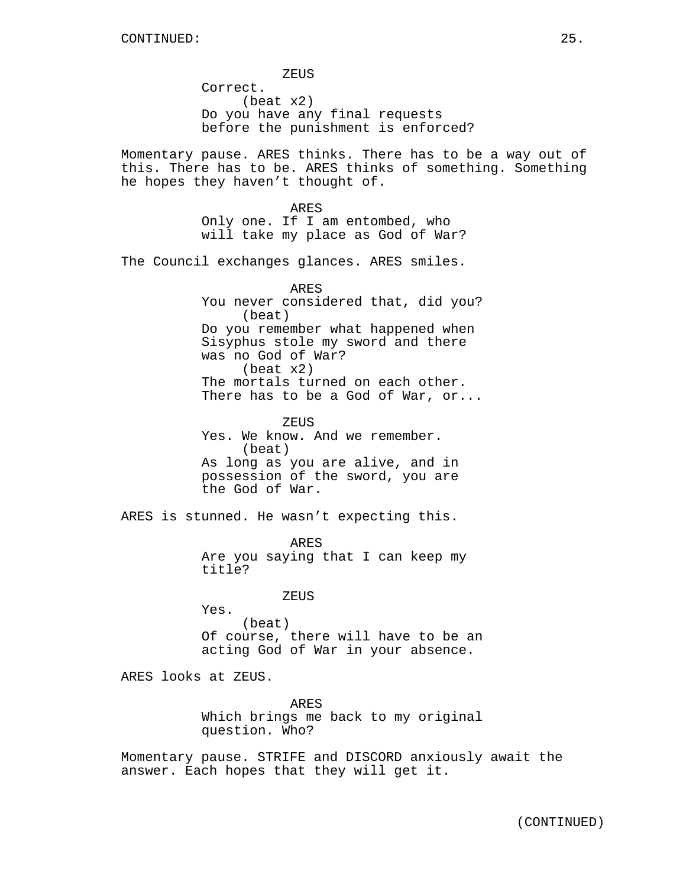ZEUS

Correct.

(beat x2)

Do you have any final requests before the punishment is enforced?

Momentary pause. ARES thinks. There has to be a way out of this. There has to be. ARES thinks of something. Something he hopes they haven't thought of.

ARES

Only one. If I am entombed, who will take my place as God of War?

The Council exchanges glances. ARES smiles.

ARES

You never considered that, did you?

(beat)

Do you remember what happened when Sisyphus stole my sword and there was no God of War?

(beat x2)

The mortals turned on each other. There has to be a God of War, or...

ZEUS

Yes. We know. And we remember.

(beat)

As long as you are alive, and in possession of the sword, you are the God of War.

ARES is stunned. He wasn't expecting this.

ARES

Are you saying that I can keep my title?

ZEUS

Yes.

(beat)

Of course, there will have to be an acting God of War in your absence.

ARES looks at ZEUS.

ARES

Which brings me back to my original question. Who?

Momentary pause. STRIFE and DISCORD anxiously await the answer. Each hopes that they will get it.

(CONTINUED)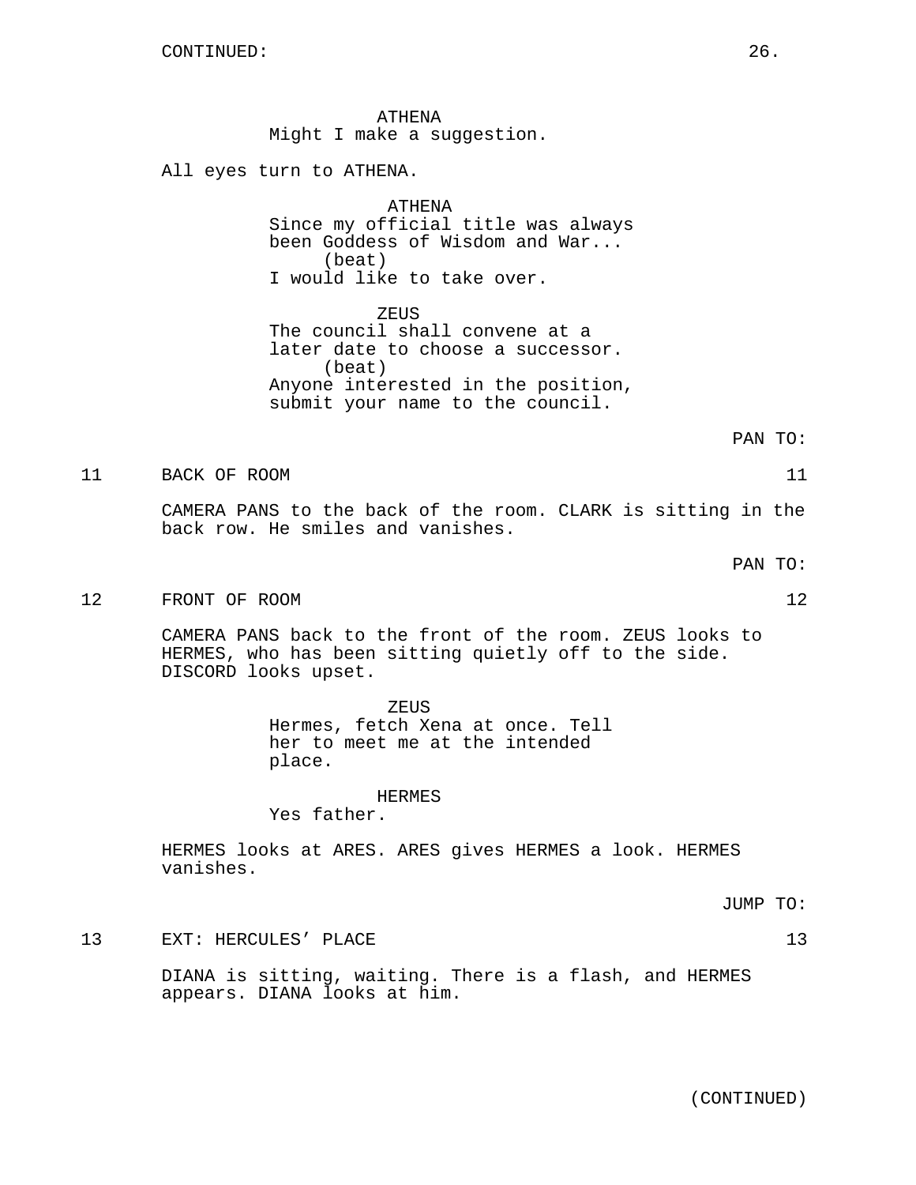CONTINUED:

ATHENA
Might I make a suggestion.

All eyes turn to ATHENA.

ATHENA
Since my official title was always been Goddess of Wisdom and War...
(beat)
I would like to take over.

ZEUS
The council shall convene at a later date to choose a successor.
(beat)
Anyone interested in the position, submit your name to the council.

PAN TO:

11 BACK OF ROOM 11

CAMERA PANS to the back of the room. CLARK is sitting in the back row. He smiles and vanishes.

PAN TO:

12 FRONT OF ROOM 12

CAMERA PANS back to the front of the room. ZEUS looks to HERMES, who has been sitting quietly off to the side. DISCORD looks upset.

ZEUS
Hermes, fetch Xena at once. Tell her to meet me at the intended place.

HERMES
Yes father.

HERMES looks at ARES. ARES gives HERMES a look. HERMES vanishes.

JUMP TO:

13 EXT: HERCULES' PLACE 13

DIANA is sitting, waiting. There is a flash, and HERMES appears. DIANA looks at him.

(CONTINUED)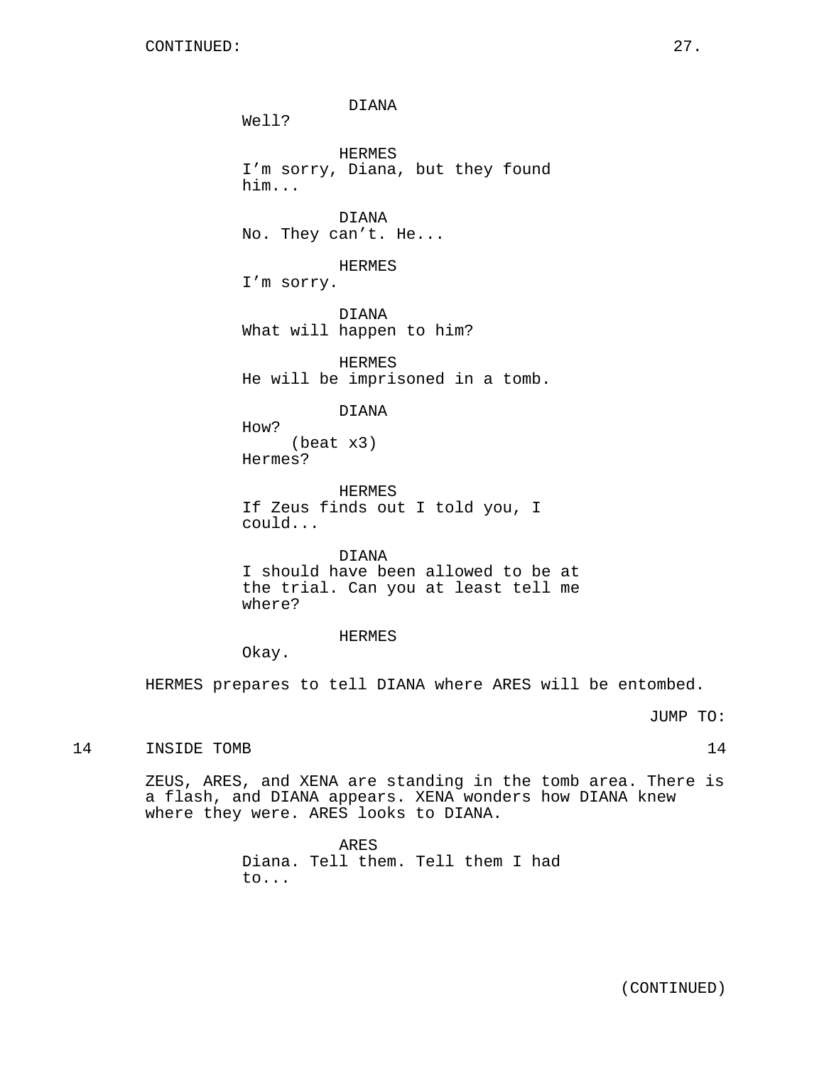DIANA
Well?

HERMES
I'm sorry, Diana, but they found him...

DIANA
No. They can't. He...

HERMES
I'm sorry.

DIANA
What will happen to him?

HERMES
He will be imprisoned in a tomb.

DIANA
How?
(beat x3)
Hermes?

HERMES
If Zeus finds out I told you, I could...

DIANA
I should have been allowed to be at the trial. Can you at least tell me where?

HERMES
Okay.

HERMES prepares to tell DIANA where ARES will be entombed.

JUMP TO:

14 INSIDE TOMB 14

ZEUS, ARES, and XENA are standing in the tomb area. There is a flash, and DIANA appears. XENA wonders how DIANA knew where they were. ARES looks to DIANA.

ARES
Diana. Tell them. Tell them I had to...

(CONTINUED)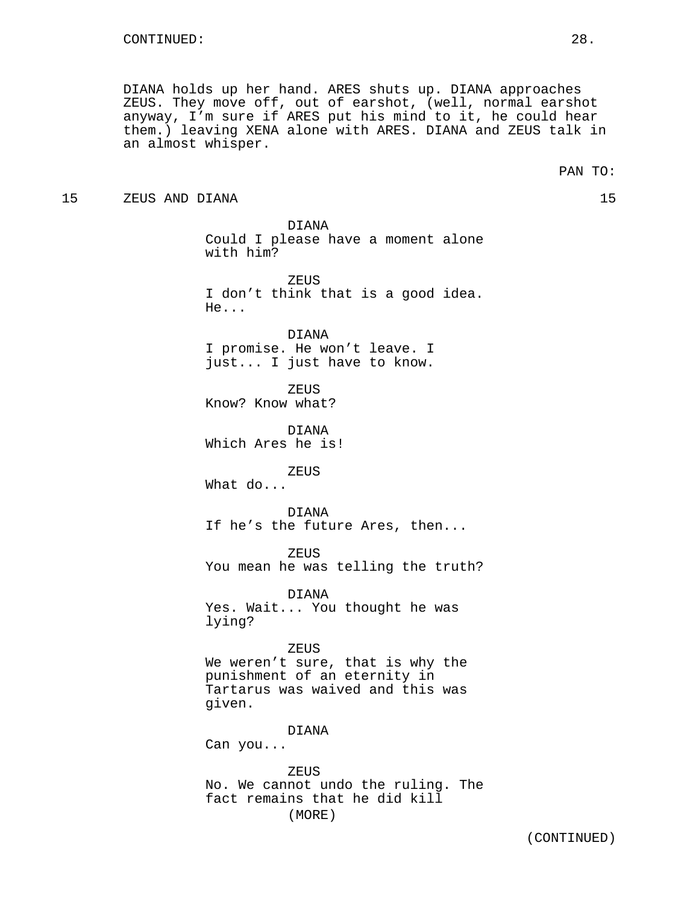DIANA holds up her hand. ARES shuts up. DIANA approaches ZEUS. They move off, out of earshot, (well, normal earshot anyway, I'm sure if ARES put his mind to it, he could hear them.) leaving XENA alone with ARES. DIANA and ZEUS talk in an almost whisper.

PAN TO:

15 ZEUS AND DIANA 15

DIANA
Could I please have a moment alone with him?

ZEUS
I don't think that is a good idea. He...

DIANA
I promise. He won't leave. I just... I just have to know.

ZEUS
Know? Know what?

DIANA
Which Ares he is!

ZEUS
What do...

DIANA
If he's the future Ares, then...

ZEUS
You mean he was telling the truth?

DIANA
Yes. Wait... You thought he was lying?

ZEUS
We weren't sure, that is why the punishment of an eternity in Tartarus was waived and this was given.

DIANA
Can you...

ZEUS
No. We cannot undo the ruling. The fact remains that he did kill
(MORE)

(CONTINUED)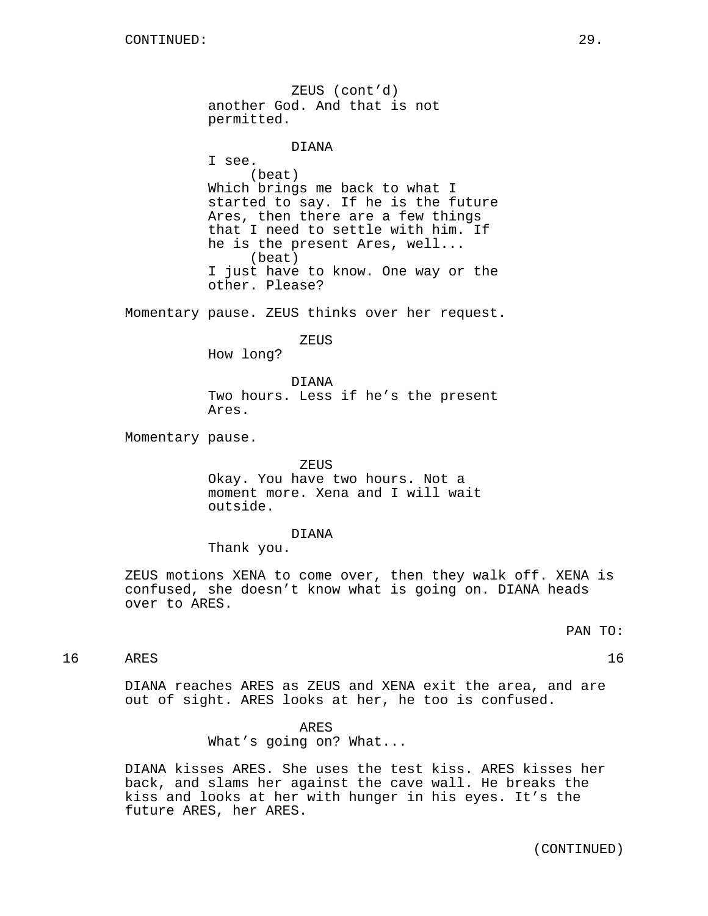ZEUS (cont'd)
another God. And that is not permitted.

DIANA
I see.
(beat)
Which brings me back to what I started to say. If he is the future Ares, then there are a few things that I need to settle with him. If he is the present Ares, well...
(beat)
I just have to know. One way or the other. Please?

Momentary pause. ZEUS thinks over her request.

ZEUS
How long?

DIANA
Two hours. Less if he's the present Ares.

Momentary pause.

ZEUS
Okay. You have two hours. Not a moment more. Xena and I will wait outside.

DIANA
Thank you.

ZEUS motions XENA to come over, then they walk off. XENA is confused, she doesn't know what is going on. DIANA heads over to ARES.

PAN TO:

16 ARES 16

DIANA reaches ARES as ZEUS and XENA exit the area, and are out of sight. ARES looks at her, he too is confused.

ARES
What's going on? What...

DIANA kisses ARES. She uses the test kiss. ARES kisses her back, and slams her against the cave wall. He breaks the kiss and looks at her with hunger in his eyes. It's the future ARES, her ARES.

(CONTINUED)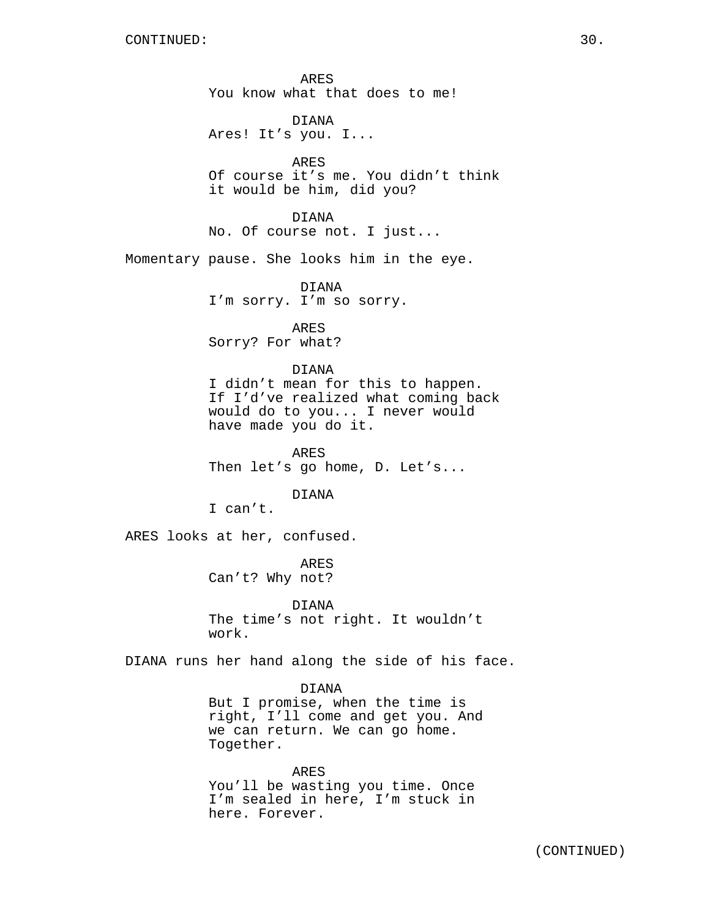CONTINUED:

ARES
You know what that does to me!

DIANA
Ares! It's you. I...

ARES
Of course it's me. You didn't think it would be him, did you?

DIANA
No. Of course not. I just...

Momentary pause. She looks him in the eye.

DIANA
I'm sorry. I'm so sorry.

ARES
Sorry? For what?

DIANA
I didn't mean for this to happen. If I'd've realized what coming back would do to you... I never would have made you do it.

ARES
Then let's go home, D. Let's...

DIANA
I can't.

ARES looks at her, confused.

ARES
Can't? Why not?

DIANA
The time's not right. It wouldn't work.

DIANA runs her hand along the side of his face.

DIANA
But I promise, when the time is right, I'll come and get you. And we can return. We can go home. Together.

ARES
You'll be wasting you time. Once I'm sealed in here, I'm stuck in here. Forever.

(CONTINUED)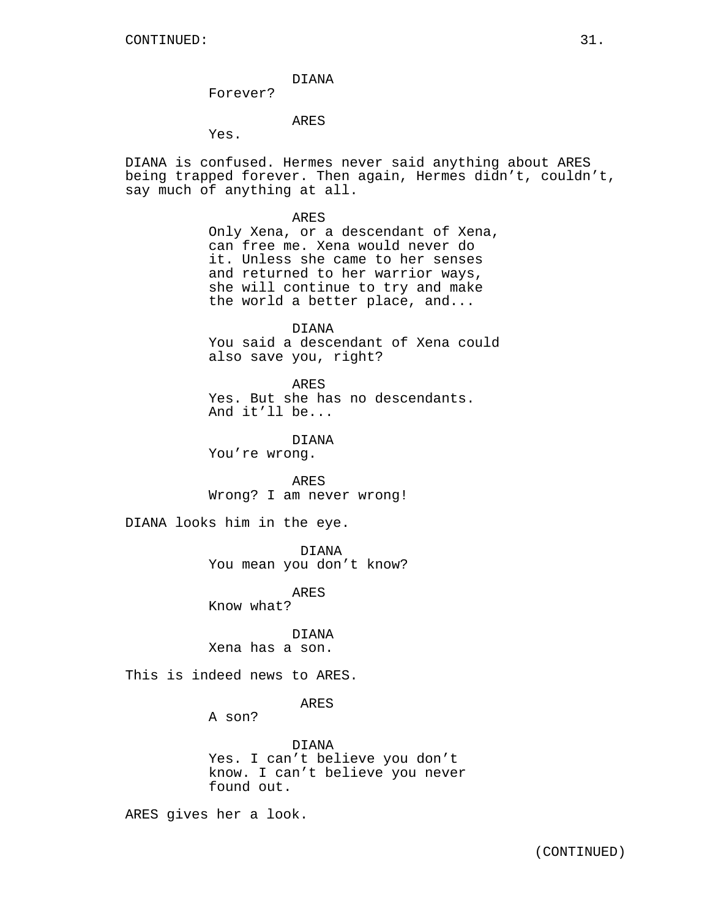CONTINUED:

DIANA
Forever?

ARES
Yes.

DIANA is confused. Hermes never said anything about ARES being trapped forever. Then again, Hermes didn't, couldn't, say much of anything at all.

ARES
Only Xena, or a descendant of Xena, can free me. Xena would never do it. Unless she came to her senses and returned to her warrior ways, she will continue to try and make the world a better place, and...

DIANA
You said a descendant of Xena could also save you, right?

ARES
Yes. But she has no descendants. And it'll be...

DIANA
You're wrong.

ARES
Wrong? I am never wrong!

DIANA looks him in the eye.

DIANA
You mean you don't know?

ARES
Know what?

DIANA
Xena has a son.

This is indeed news to ARES.

ARES
A son?

DIANA
Yes. I can't believe you don't know. I can't believe you never found out.

ARES gives her a look.

(CONTINUED)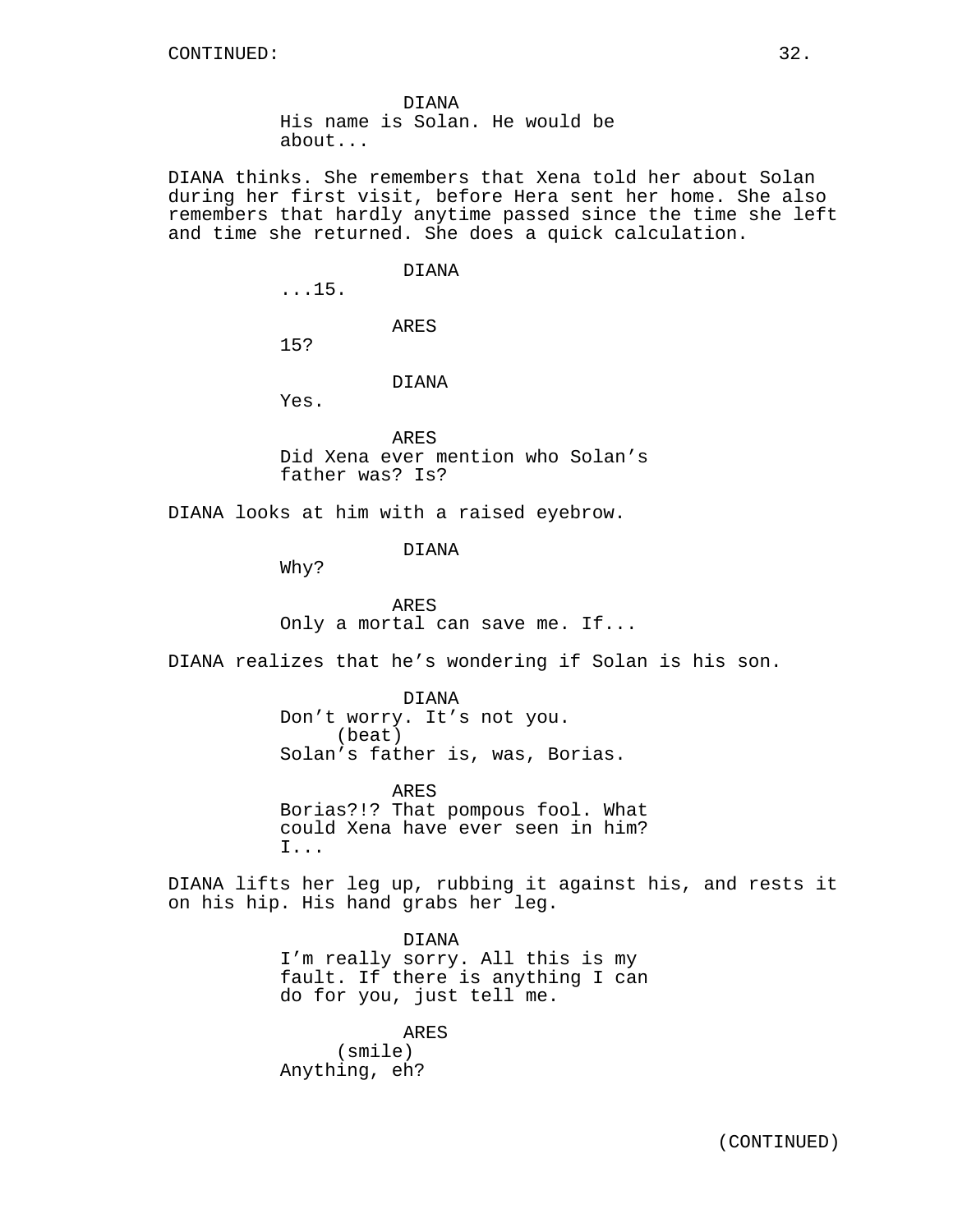DIANA
His name is Solan. He would be about...

DIANA thinks. She remembers that Xena told her about Solan during her first visit, before Hera sent her home. She also remembers that hardly anytime passed since the time she left and time she returned. She does a quick calculation.

DIANA
...15.

ARES
15?

DIANA
Yes.

ARES
Did Xena ever mention who Solan's father was? Is?

DIANA looks at him with a raised eyebrow.

DIANA
Why?

ARES
Only a mortal can save me. If...

DIANA realizes that he's wondering if Solan is his son.

DIANA
Don't worry. It's not you.
(beat)
Solan's father is, was, Borias.

ARES
Borias?!? That pompous fool. What could Xena have ever seen in him? I...

DIANA lifts her leg up, rubbing it against his, and rests it on his hip. His hand grabs her leg.

DIANA
I'm really sorry. All this is my fault. If there is anything I can do for you, just tell me.

ARES
(smile)
Anything, eh?

(CONTINUED)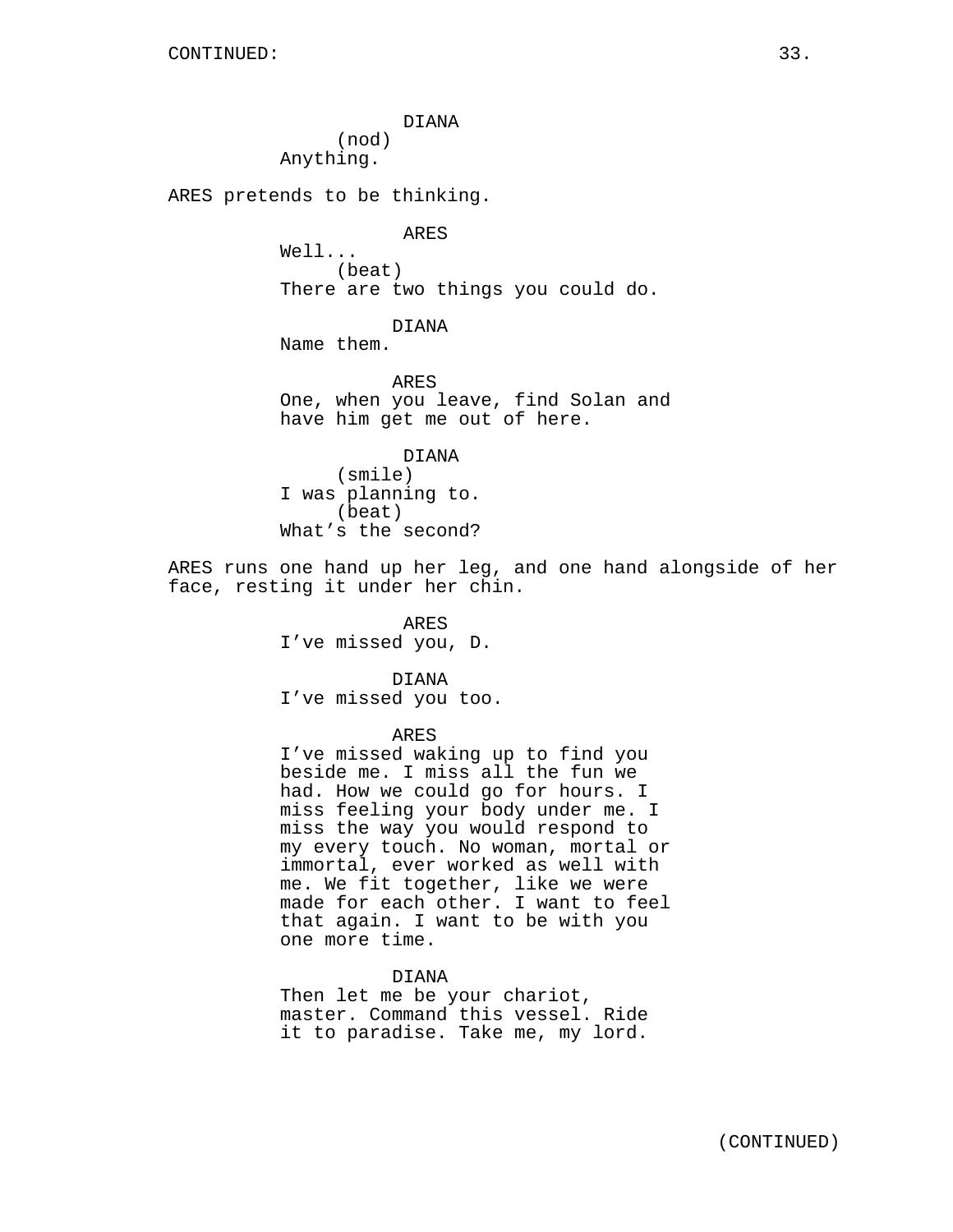CONTINUED:

DIANA
(nod)
Anything.

ARES pretends to be thinking.

ARES
Well...
(beat)
There are two things you could do.

DIANA
Name them.

ARES
One, when you leave, find Solan and have him get me out of here.

DIANA
(smile)
I was planning to.
(beat)
What's the second?

ARES runs one hand up her leg, and one hand alongside of her face, resting it under her chin.

ARES
I've missed you, D.

DIANA
I've missed you too.

ARES
I've missed waking up to find you beside me. I miss all the fun we had. How we could go for hours. I miss feeling your body under me. I miss the way you would respond to my every touch. No woman, mortal or immortal, ever worked as well with me. We fit together, like we were made for each other. I want to feel that again. I want to be with you one more time.

DIANA
Then let me be your chariot, master. Command this vessel. Ride it to paradise. Take me, my lord.

(CONTINUED)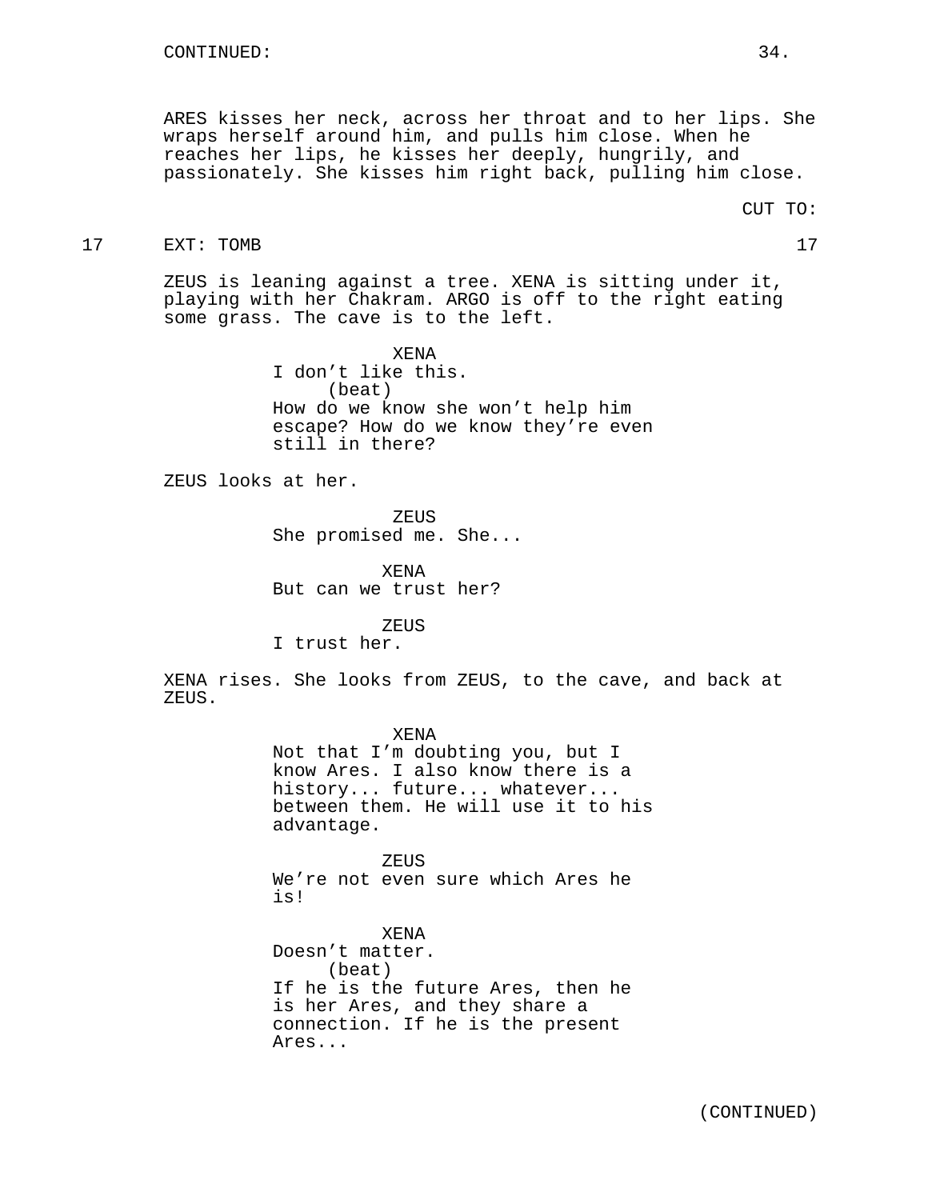CONTINUED:

ARES kisses her neck, across her throat and to her lips. She wraps herself around him, and pulls him close. When he reaches her lips, he kisses her deeply, hungrily, and passionately. She kisses him right back, pulling him close.

CUT TO:

17 EXT: TOMB 17

ZEUS is leaning against a tree. XENA is sitting under it, playing with her Chakram. ARGO is off to the right eating some grass. The cave is to the left.

XENA
I don't like this.
(beat)
How do we know she won't help him escape? How do we know they're even still in there?

ZEUS looks at her.

ZEUS
She promised me. She...

XENA
But can we trust her?

ZEUS
I trust her.

XENA rises. She looks from ZEUS, to the cave, and back at ZEUS.

XENA
Not that I'm doubting you, but I know Ares. I also know there is a history... future... whatever... between them. He will use it to his advantage.

ZEUS
We're not even sure which Ares he is!

XENA
Doesn't matter.
(beat)
If he is the future Ares, then he is her Ares, and they share a connection. If he is the present Ares...

(CONTINUED)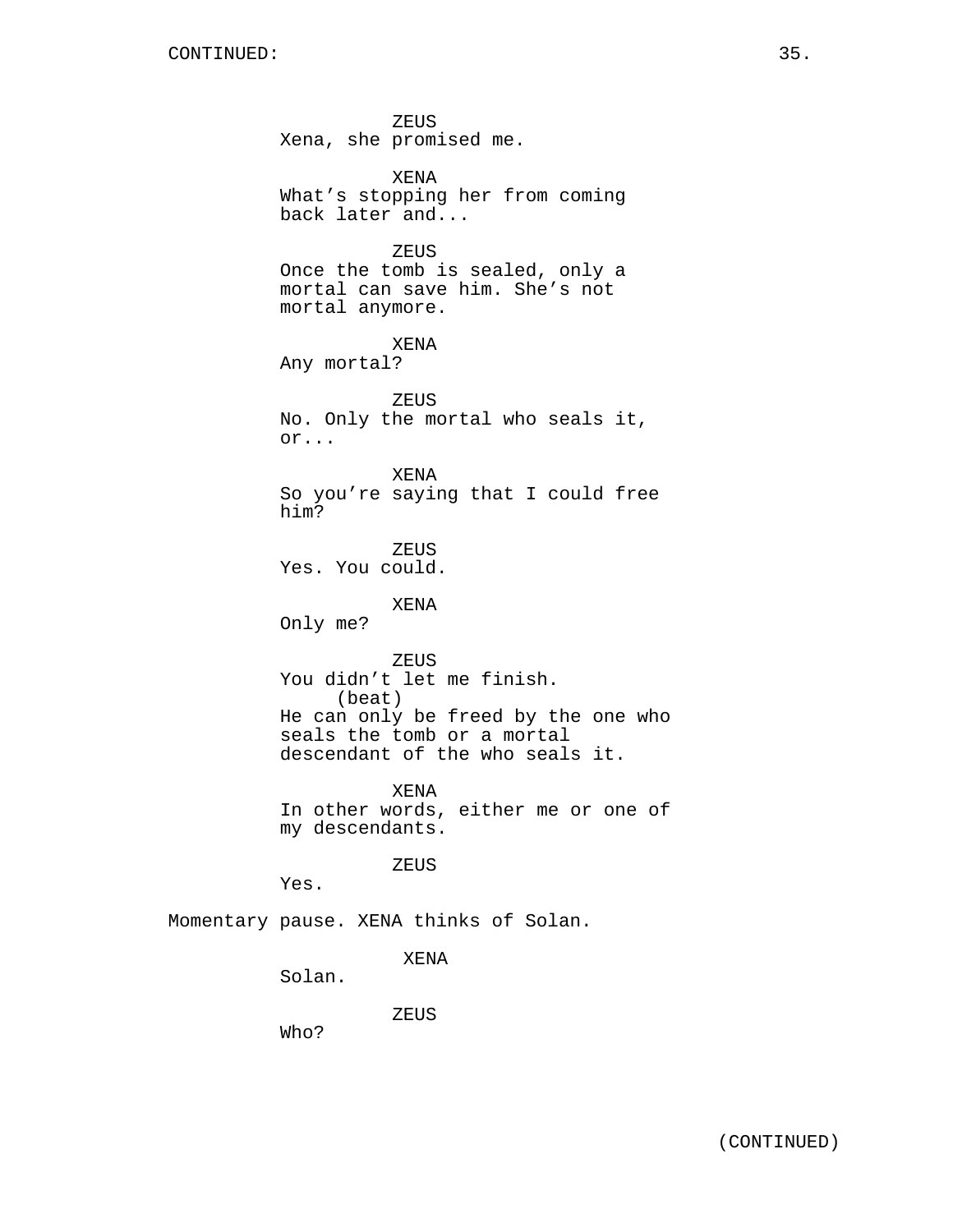ZEUS
Xena, she promised me.

XENA
What's stopping her from coming back later and...

ZEUS
Once the tomb is sealed, only a mortal can save him. She's not mortal anymore.

XENA
Any mortal?

ZEUS
No. Only the mortal who seals it, or...

XENA
So you're saying that I could free him?

ZEUS
Yes. You could.

XENA
Only me?

ZEUS
You didn't let me finish.
(beat)
He can only be freed by the one who seals the tomb or a mortal descendant of the who seals it.

XENA
In other words, either me or one of my descendants.

ZEUS
Yes.

Momentary pause. XENA thinks of Solan.

XENA
Solan.

ZEUS
Who?

(CONTINUED)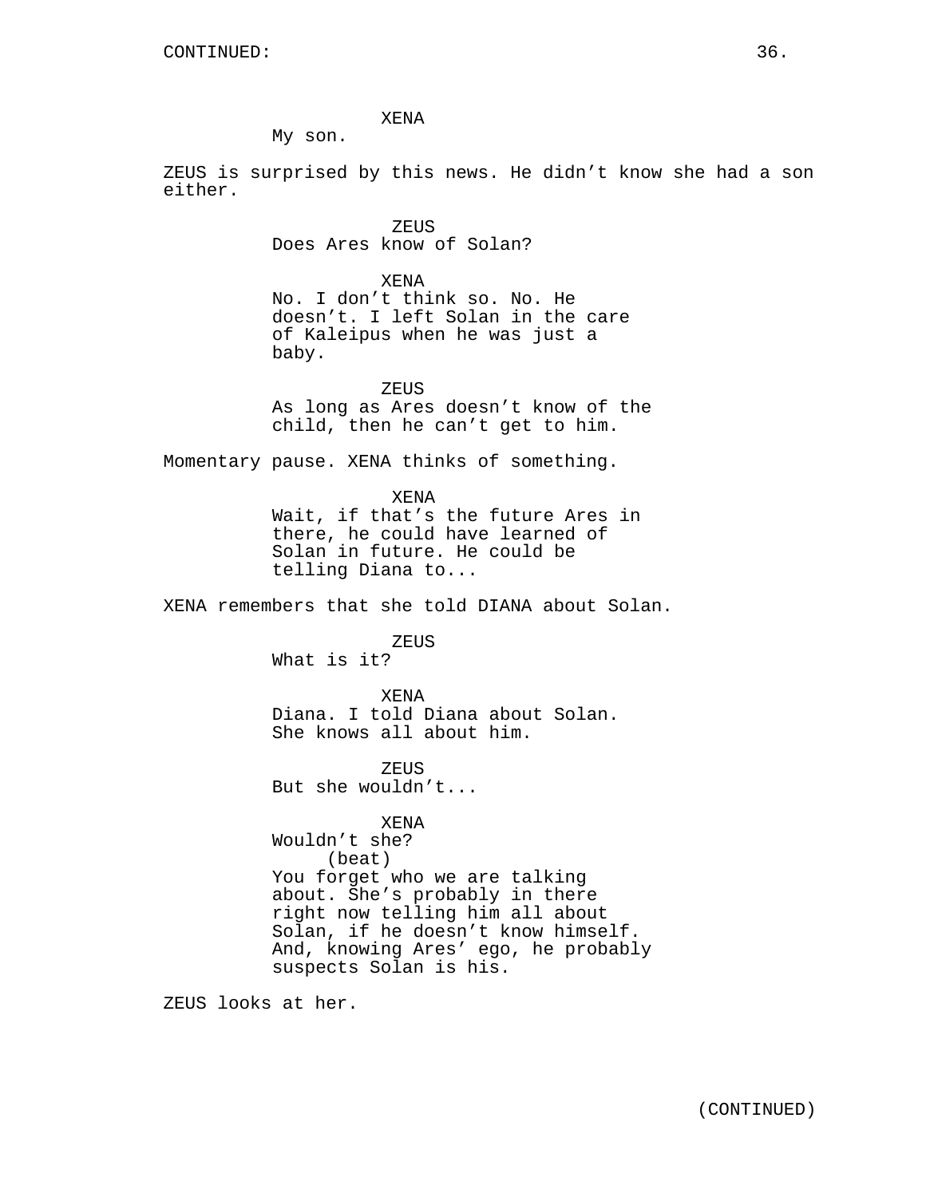XENA
My son.

ZEUS is surprised by this news. He didn't know she had a son either.

ZEUS
Does Ares know of Solan?

XENA
No. I don't think so. No. He doesn't. I left Solan in the care of Kaleipus when he was just a baby.

ZEUS
As long as Ares doesn't know of the child, then he can't get to him.

Momentary pause. XENA thinks of something.

XENA
Wait, if that's the future Ares in there, he could have learned of Solan in future. He could be telling Diana to...

XENA remembers that she told DIANA about Solan.

ZEUS
What is it?

XENA
Diana. I told Diana about Solan. She knows all about him.

ZEUS
But she wouldn't...

XENA
Wouldn't she?
(beat)
You forget who we are talking about. She's probably in there right now telling him all about Solan, if he doesn't know himself. And, knowing Ares' ego, he probably suspects Solan is his.

ZEUS looks at her.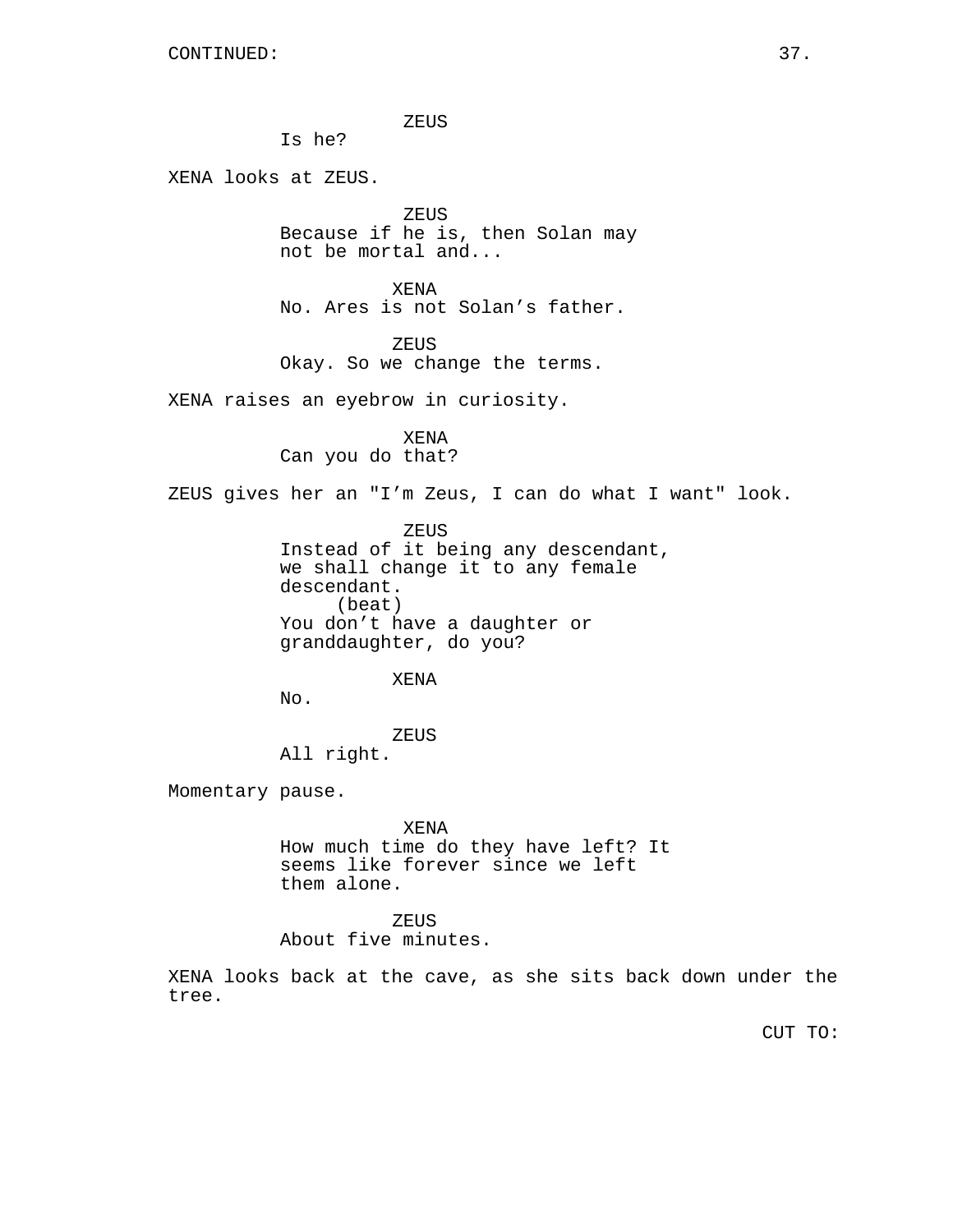CONTINUED:

ZEUS

Is he?

XENA looks at ZEUS.

ZEUS

Because if he is, then Solan may not be mortal and...

XENA

No. Ares is not Solan's father.

ZEUS

Okay. So we change the terms.

XENA raises an eyebrow in curiosity.

XENA

Can you do that?

ZEUS gives her an "I'm Zeus, I can do what I want" look.

ZEUS

Instead of it being any descendant, we shall change it to any female descendant.

(beat)

You don't have a daughter or granddaughter, do you?

XENA

No.

ZEUS

All right.

Momentary pause.

XENA

How much time do they have left? It seems like forever since we left them alone.

ZEUS

About five minutes.

XENA looks back at the cave, as she sits back down under the tree.

CUT TO: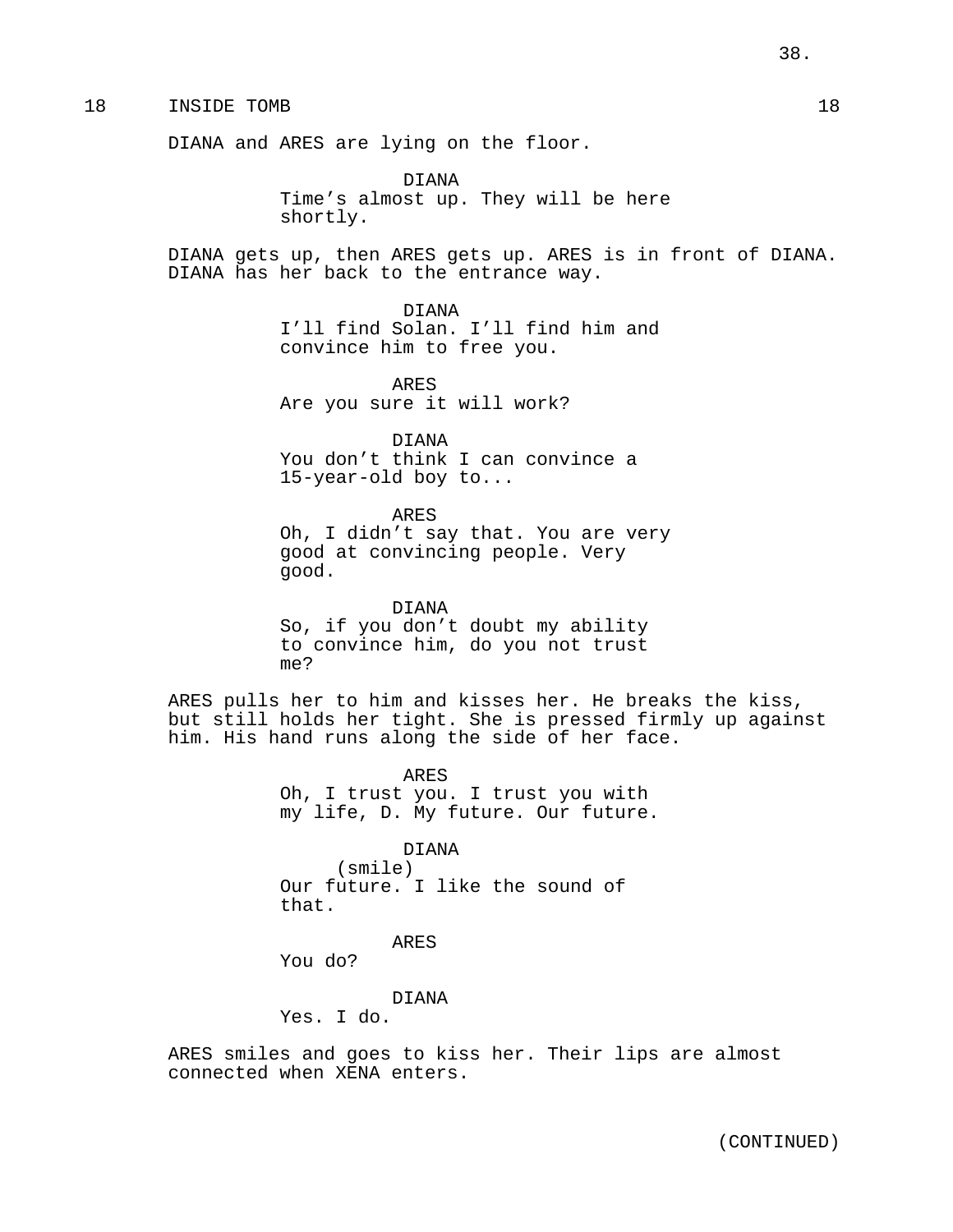18 INSIDE TOMB 18

DIANA and ARES are lying on the floor.

DIANA
Time's almost up. They will be here shortly.

DIANA gets up, then ARES gets up. ARES is in front of DIANA. DIANA has her back to the entrance way.

DIANA
I'll find Solan. I'll find him and convince him to free you.

ARES
Are you sure it will work?

DIANA
You don't think I can convince a 15-year-old boy to...

ARES
Oh, I didn't say that. You are very good at convincing people. Very good.

DIANA
So, if you don't doubt my ability to convince him, do you not trust me?

ARES pulls her to him and kisses her. He breaks the kiss, but still holds her tight. She is pressed firmly up against him. His hand runs along the side of her face.

ARES
Oh, I trust you. I trust you with my life, D. My future. Our future.

DIANA
(smile)
Our future. I like the sound of that.

ARES
You do?

DIANA
Yes. I do.

ARES smiles and goes to kiss her. Their lips are almost connected when XENA enters.

(CONTINUED)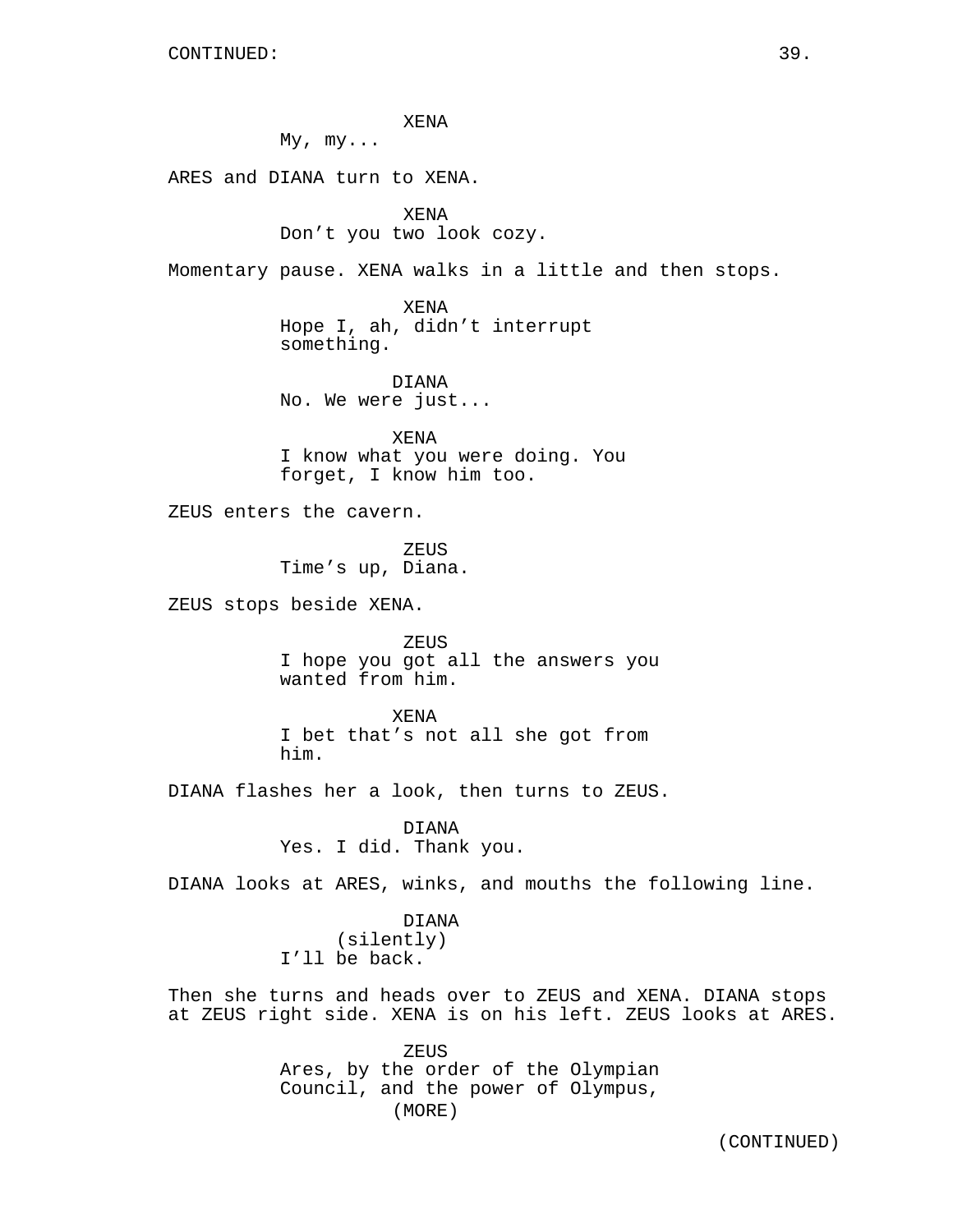CONTINUED:

XENA
My, my...

ARES and DIANA turn to XENA.

XENA
Don't you two look cozy.

Momentary pause. XENA walks in a little and then stops.

XENA
Hope I, ah, didn't interrupt something.

DIANA
No. We were just...

XENA
I know what you were doing. You forget, I know him too.

ZEUS enters the cavern.

ZEUS
Time's up, Diana.

ZEUS stops beside XENA.

ZEUS
I hope you got all the answers you wanted from him.

XENA
I bet that's not all she got from him.

DIANA flashes her a look, then turns to ZEUS.

DIANA
Yes. I did. Thank you.

DIANA looks at ARES, winks, and mouths the following line.

DIANA
(silently)
I'll be back.

Then she turns and heads over to ZEUS and XENA. DIANA stops at ZEUS right side. XENA is on his left. ZEUS looks at ARES.

ZEUS
Ares, by the order of the Olympian Council, and the power of Olympus,
(MORE)

(CONTINUED)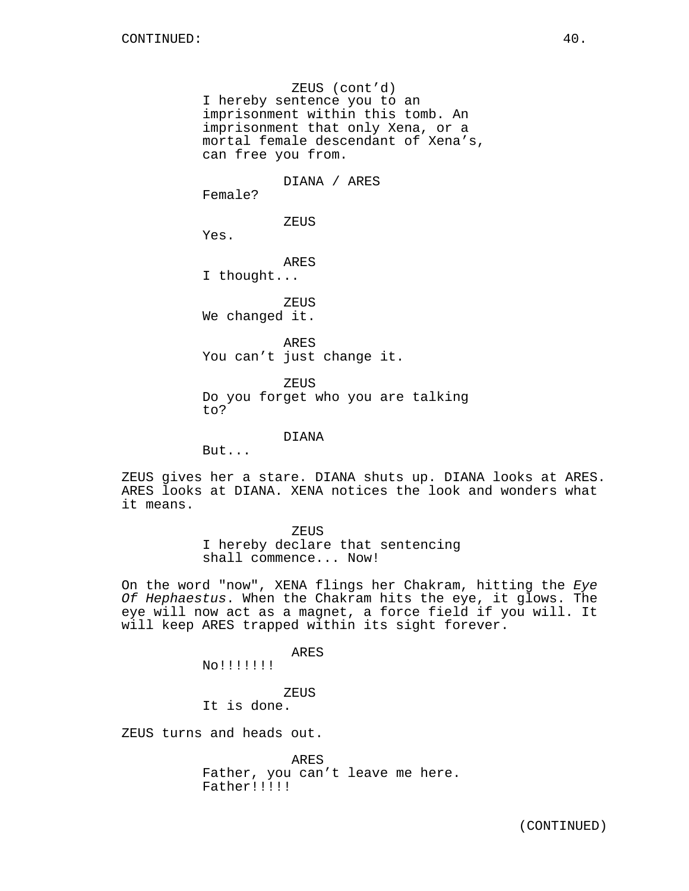CONTINUED:

ZEUS (cont'd)
I hereby sentence you to an imprisonment within this tomb. An imprisonment that only Xena, or a mortal female descendant of Xena's, can free you from.

DIANA / ARES
Female?

ZEUS
Yes.

ARES
I thought...

ZEUS
We changed it.

ARES
You can't just change it.

ZEUS
Do you forget who you are talking to?

DIANA
But...

ZEUS gives her a stare. DIANA shuts up. DIANA looks at ARES. ARES looks at DIANA. XENA notices the look and wonders what it means.

ZEUS
I hereby declare that sentencing shall commence... Now!

On the word "now", XENA flings her Chakram, hitting the *Eye Of Hephaestus*. When the Chakram hits the eye, it glows. The eye will now act as a magnet, a force field if you will. It will keep ARES trapped within its sight forever.

ARES
No!!!!!!!

ZEUS
It is done.

ZEUS turns and heads out.

ARES
Father, you can't leave me here. Father!!!!!

(CONTINUED)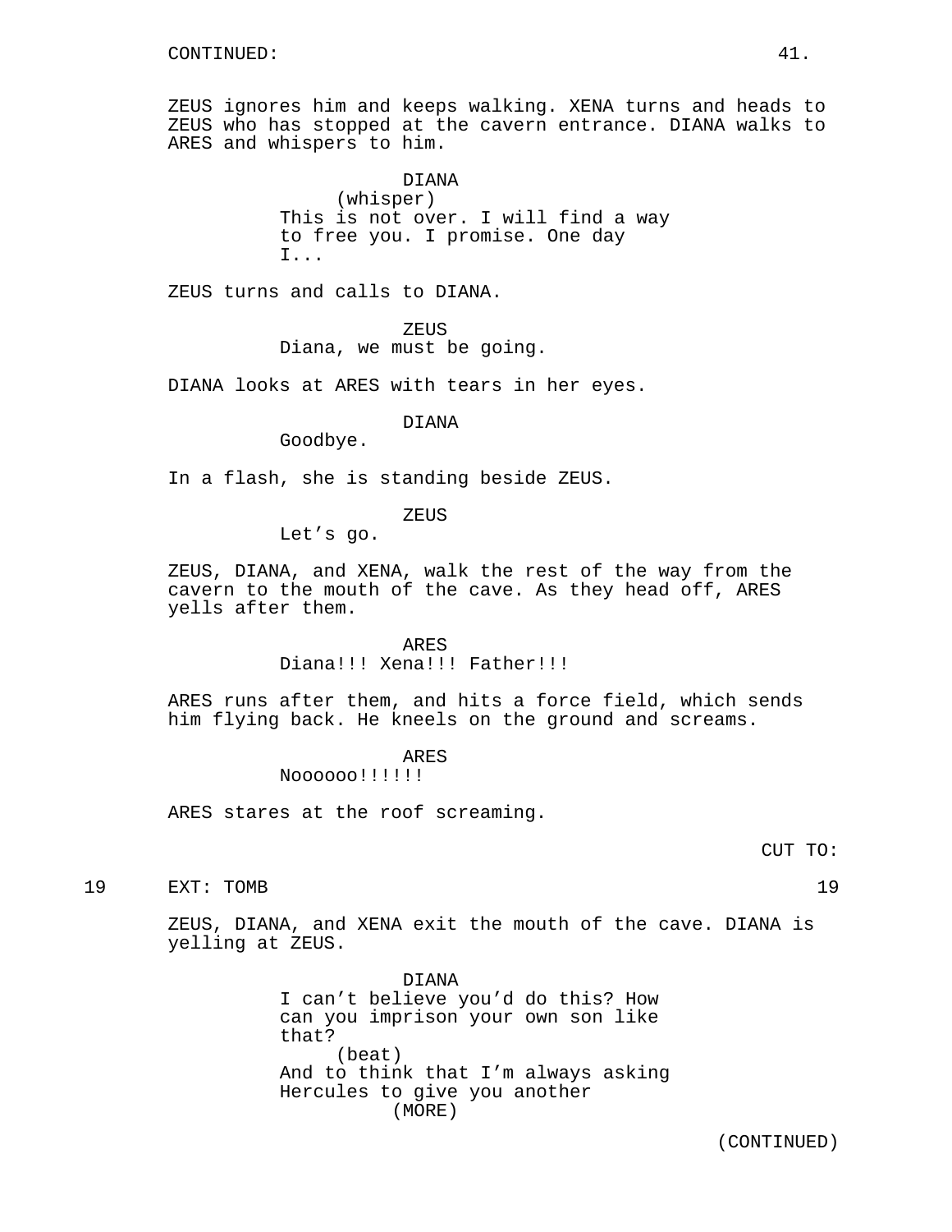CONTINUED:

ZEUS ignores him and keeps walking. XENA turns and heads to ZEUS who has stopped at the cavern entrance. DIANA walks to ARES and whispers to him.

DIANA
(whisper)
This is not over. I will find a way to free you. I promise. One day I...

ZEUS turns and calls to DIANA.

ZEUS
Diana, we must be going.

DIANA looks at ARES with tears in her eyes.

DIANA
Goodbye.

In a flash, she is standing beside ZEUS.

ZEUS
Let's go.

ZEUS, DIANA, and XENA, walk the rest of the way from the cavern to the mouth of the cave. As they head off, ARES yells after them.

ARES
Diana!!! Xena!!! Father!!!

ARES runs after them, and hits a force field, which sends him flying back. He kneels on the ground and screams.

ARES
Noooooo!!!!!!

ARES stares at the roof screaming.

CUT TO:

19 EXT: TOMB 19

ZEUS, DIANA, and XENA exit the mouth of the cave. DIANA is yelling at ZEUS.

DIANA
I can't believe you'd do this? How can you imprison your own son like that?
(beat)
And to think that I'm always asking Hercules to give you another
(MORE)

(CONTINUED)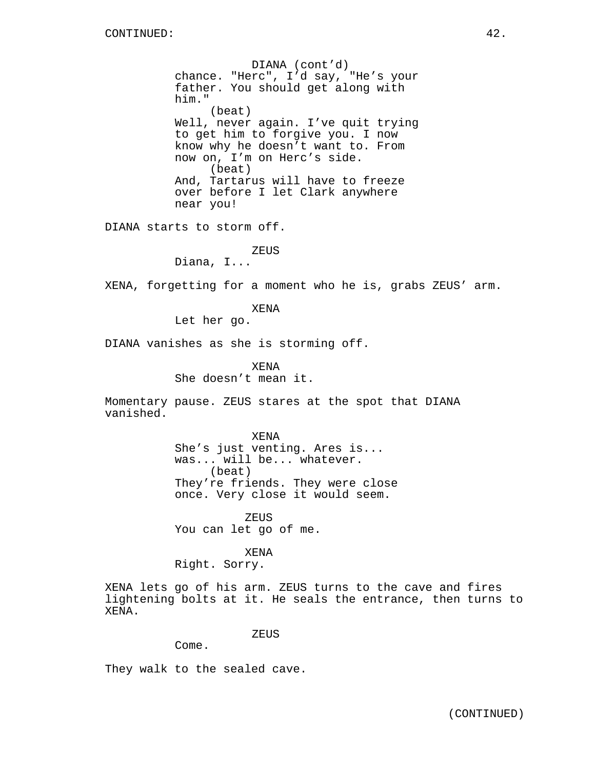CONTINUED:

DIANA (cont'd)
chance. "Herc", I'd say, "He's your father. You should get along with him."
(beat)
Well, never again. I've quit trying to get him to forgive you. I now know why he doesn't want to. From now on, I'm on Herc's side.
(beat)
And, Tartarus will have to freeze over before I let Clark anywhere near you!

DIANA starts to storm off.

ZEUS
Diana, I...

XENA, forgetting for a moment who he is, grabs ZEUS' arm.

XENA
Let her go.

DIANA vanishes as she is storming off.

XENA
She doesn't mean it.

Momentary pause. ZEUS stares at the spot that DIANA vanished.

XENA
She's just venting. Ares is... was... will be... whatever.
(beat)
They're friends. They were close once. Very close it would seem.

ZEUS
You can let go of me.

XENA
Right. Sorry.

XENA lets go of his arm. ZEUS turns to the cave and fires lightening bolts at it. He seals the entrance, then turns to XENA.

ZEUS
Come.

They walk to the sealed cave.

(CONTINUED)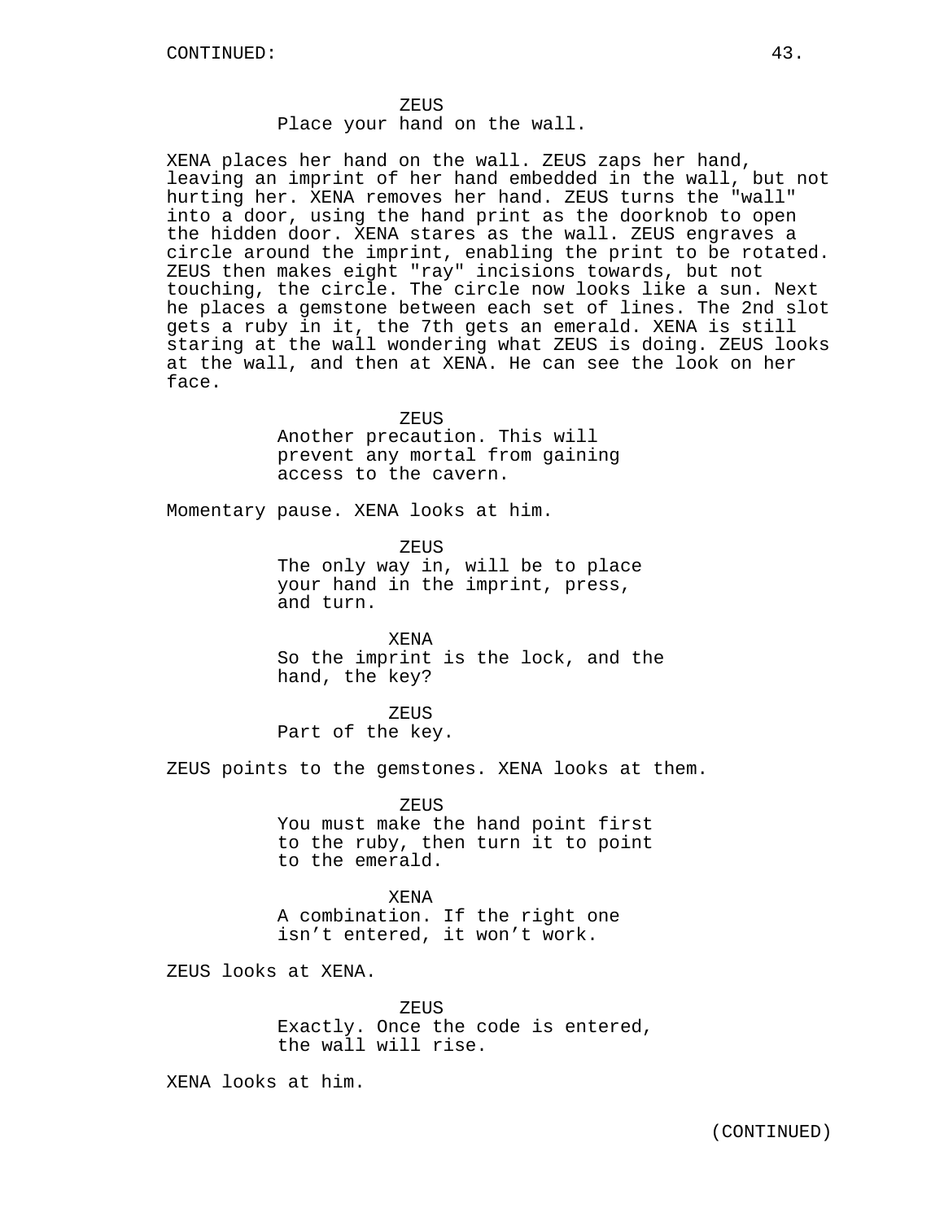ZEUS
Place your hand on the wall.

XENA places her hand on the wall. ZEUS zaps her hand, leaving an imprint of her hand embedded in the wall, but not hurting her. XENA removes her hand. ZEUS turns the "wall" into a door, using the hand print as the doorknob to open the hidden door. XENA stares as the wall. ZEUS engraves a circle around the imprint, enabling the print to be rotated. ZEUS then makes eight "ray" incisions towards, but not touching, the circle. The circle now looks like a sun. Next he places a gemstone between each set of lines. The 2nd slot gets a ruby in it, the 7th gets an emerald. XENA is still staring at the wall wondering what ZEUS is doing. ZEUS looks at the wall, and then at XENA. He can see the look on her face.

ZEUS
Another precaution. This will prevent any mortal from gaining access to the cavern.

Momentary pause. XENA looks at him.

ZEUS
The only way in, will be to place your hand in the imprint, press, and turn.

XENA
So the imprint is the lock, and the hand, the key?

ZEUS
Part of the key.

ZEUS points to the gemstones. XENA looks at them.

ZEUS
You must make the hand point first to the ruby, then turn it to point to the emerald.

XENA
A combination. If the right one isn't entered, it won't work.

ZEUS looks at XENA.

ZEUS
Exactly. Once the code is entered, the wall will rise.

XENA looks at him.

(CONTINUED)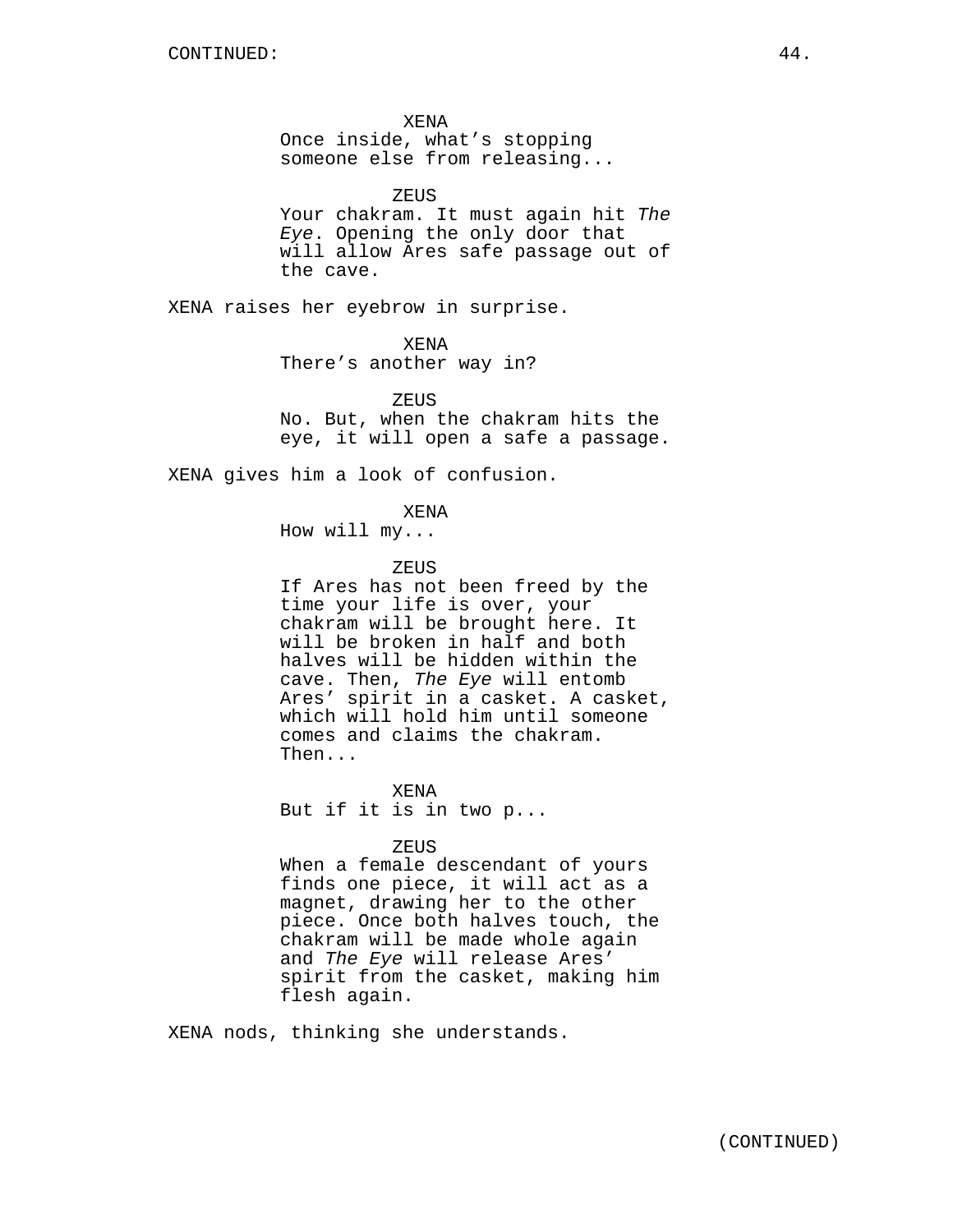XENA
Once inside, what's stopping someone else from releasing...

ZEUS
Your chakram. It must again hit *The Eye*. Opening the only door that will allow Ares safe passage out of the cave.

XENA raises her eyebrow in surprise.

XENA
There's another way in?

ZEUS
No. But, when the chakram hits the eye, it will open a safe a passage.

XENA gives him a look of confusion.

XENA
How will my...

ZEUS
If Ares has not been freed by the time your life is over, your chakram will be brought here. It will be broken in half and both halves will be hidden within the cave. Then, *The Eye* will entomb Ares' spirit in a casket. A casket, which will hold him until someone comes and claims the chakram. Then...

XENA
But if it is in two p...

ZEUS
When a female descendant of yours finds one piece, it will act as a magnet, drawing her to the other piece. Once both halves touch, the chakram will be made whole again and *The Eye* will release Ares' spirit from the casket, making him flesh again.

XENA nods, thinking she understands.

(CONTINUED)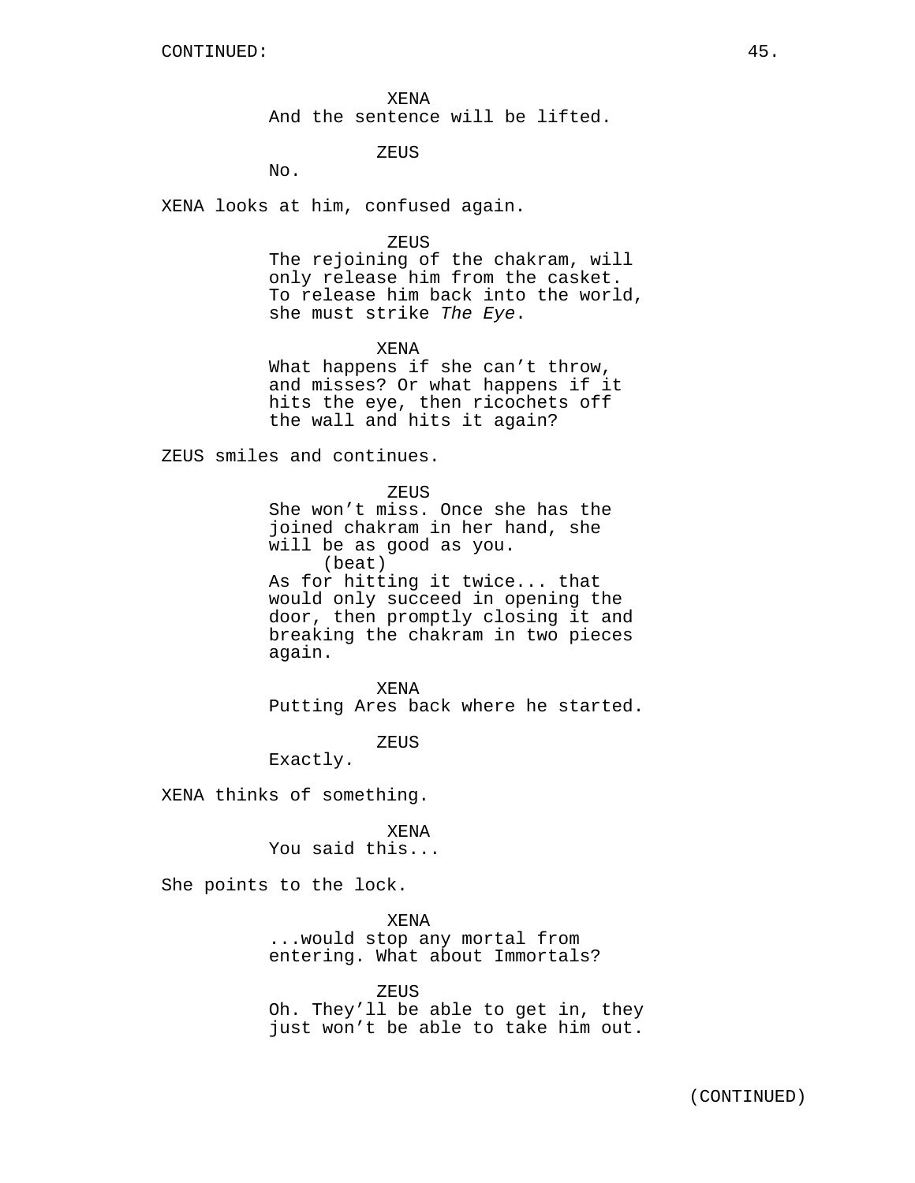CONTINUED:

XENA
And the sentence will be lifted.

ZEUS
No.

XENA looks at him, confused again.

ZEUS
The rejoining of the chakram, will only release him from the casket. To release him back into the world, she must strike *The Eye*.

XENA
What happens if she can't throw, and misses? Or what happens if it hits the eye, then ricochets off the wall and hits it again?

ZEUS smiles and continues.

ZEUS
She won't miss. Once she has the joined chakram in her hand, she will be as good as you.
(beat)
As for hitting it twice... that would only succeed in opening the door, then promptly closing it and breaking the chakram in two pieces again.

XENA
Putting Ares back where he started.

ZEUS
Exactly.

XENA thinks of something.

XENA
You said this...

She points to the lock.

XENA
...would stop any mortal from entering. What about Immortals?

ZEUS
Oh. They'll be able to get in, they just won't be able to take him out.

(CONTINUED)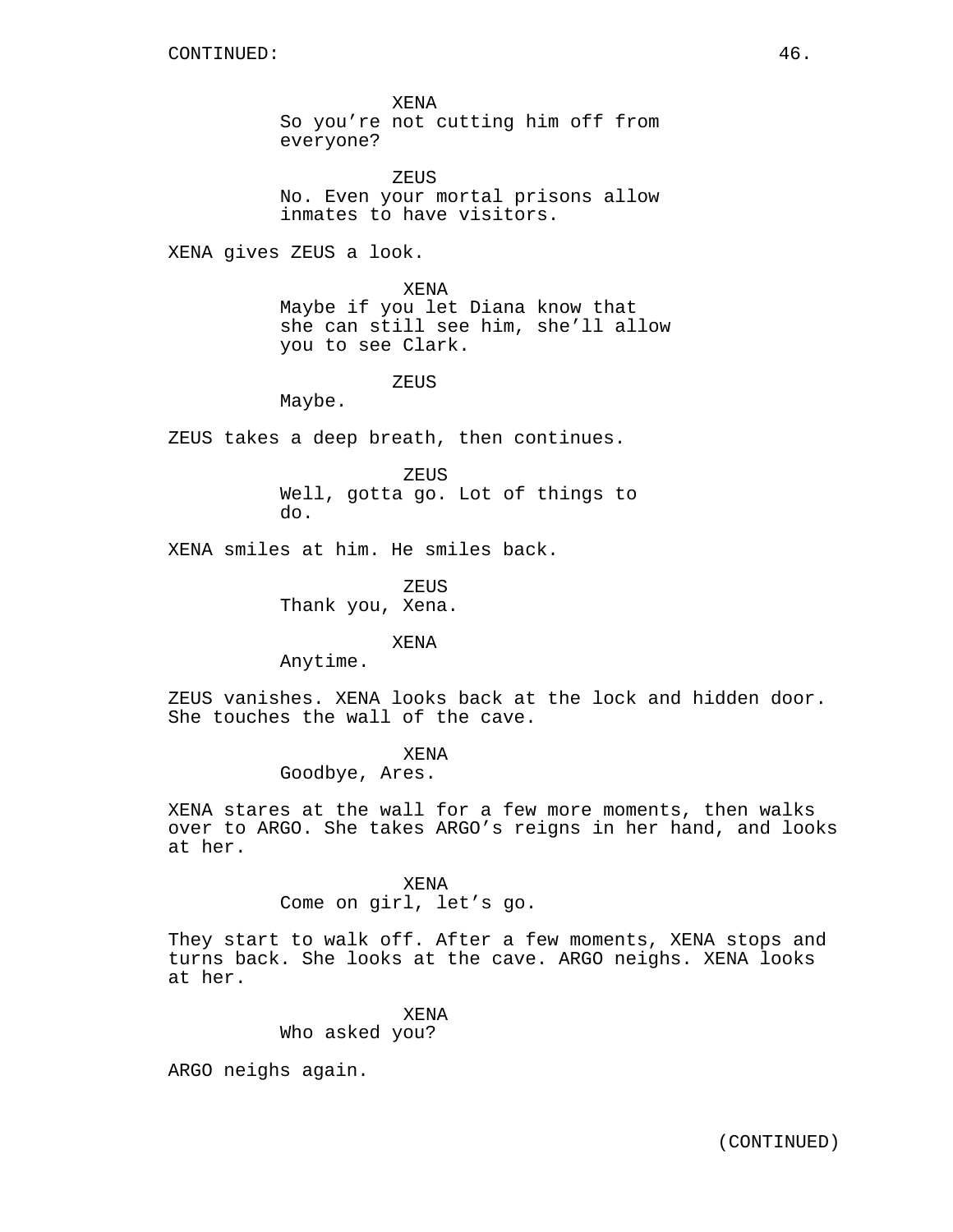XENA
So you're not cutting him off from everyone?

ZEUS
No. Even your mortal prisons allow inmates to have visitors.

XENA gives ZEUS a look.

XENA
Maybe if you let Diana know that she can still see him, she'll allow you to see Clark.

ZEUS
Maybe.

ZEUS takes a deep breath, then continues.

ZEUS
Well, gotta go. Lot of things to do.

XENA smiles at him. He smiles back.

ZEUS
Thank you, Xena.

XENA
Anytime.

ZEUS vanishes. XENA looks back at the lock and hidden door. She touches the wall of the cave.

XENA
Goodbye, Ares.

XENA stares at the wall for a few more moments, then walks over to ARGO. She takes ARGO's reigns in her hand, and looks at her.

XENA
Come on girl, let's go.

They start to walk off. After a few moments, XENA stops and turns back. She looks at the cave. ARGO neighs. XENA looks at her.

XENA
Who asked you?

ARGO neighs again.

(CONTINUED)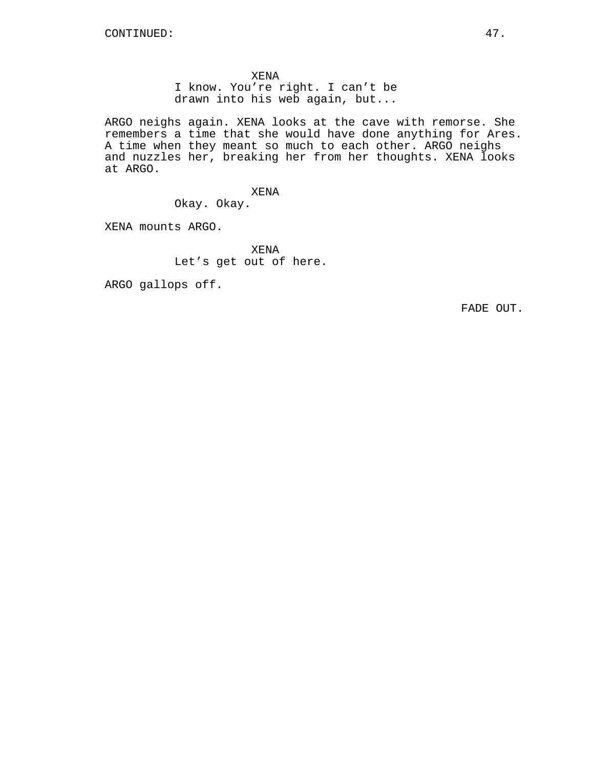XENA
I know. You're right. I can't be drawn into his web again, but...

ARGO neighs again. XENA looks at the cave with remorse. She remembers a time that she would have done anything for Ares. A time when they meant so much to each other. ARGO neighs and nuzzles her, breaking her from her thoughts. XENA looks at ARGO.

XENA
Okay. Okay.

XENA mounts ARGO.

XENA
Let's get out of here.

ARGO gallops off.

FADE OUT.